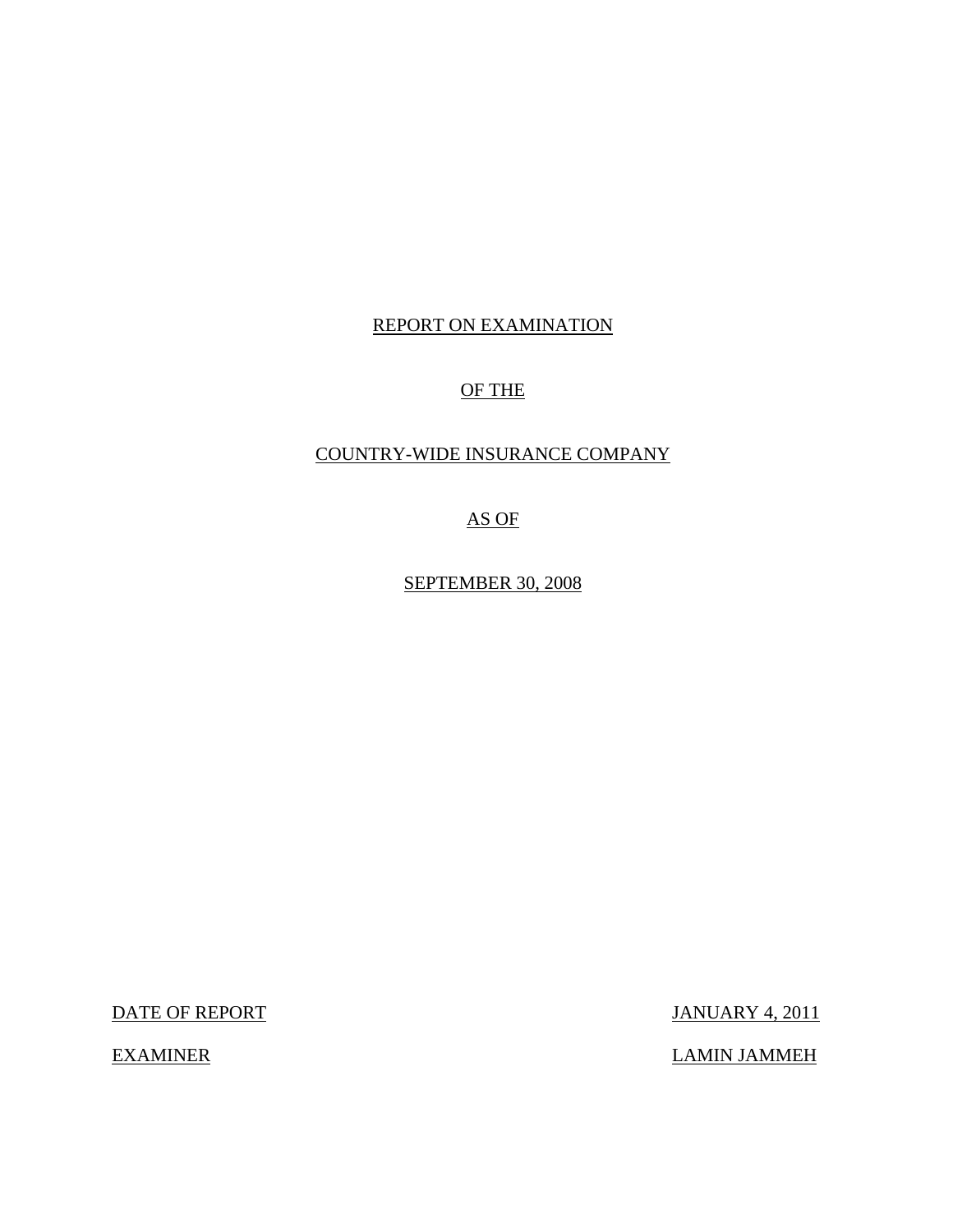REPORT ON EXAMINATION

OF THE

COUNTRY-WIDE INSURANCE COMPANY

AS OF

SEPTEMBER 30, 2008

| | |
|---|---|
| DATE OF REPORT | JANUARY 4, 2011 |
| EXAMINER | LAMIN JAMMEH |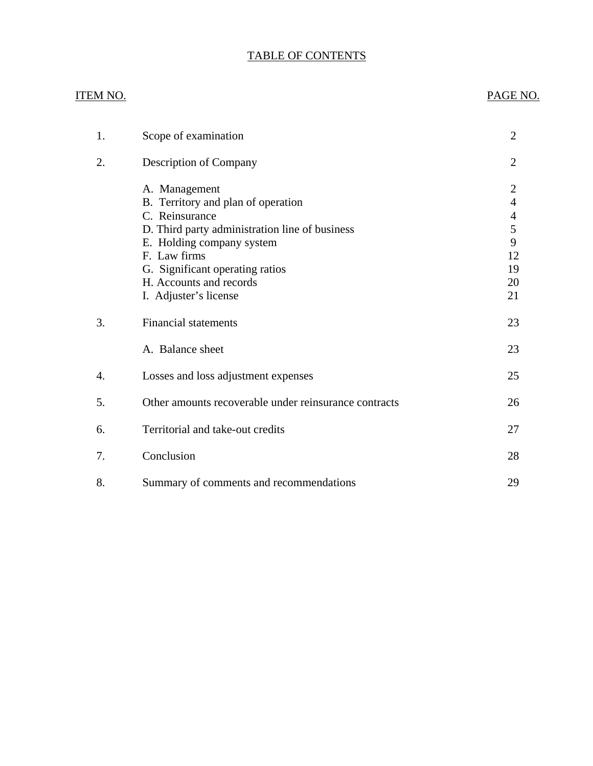# TABLE OF CONTENTS

| ITEM NO. | | PAGE NO. |
|---|---|---|
| 1. | Scope of examination | 2 |
| 2. | Description of Company | 2 |
| | A. Management | 2 |
| | B. Territory and plan of operation | 4 |
| | C. Reinsurance | 4 |
| | D. Third party administration line of business | 5 |
| | E. Holding company system | 9 |
| | F. Law firms | 12 |
| | G. Significant operating ratios | 19 |
| | H. Accounts and records | 20 |
| | I. Adjuster's license | 21 |
| 3. | Financial statements | 23 |
| | A. Balance sheet | 23 |
| 4. | Losses and loss adjustment expenses | 25 |
| 5. | Other amounts recoverable under reinsurance contracts | 26 |
| 6. | Territorial and take-out credits | 27 |
| 7. | Conclusion | 28 |
| 8. | Summary of comments and recommendations | 29 |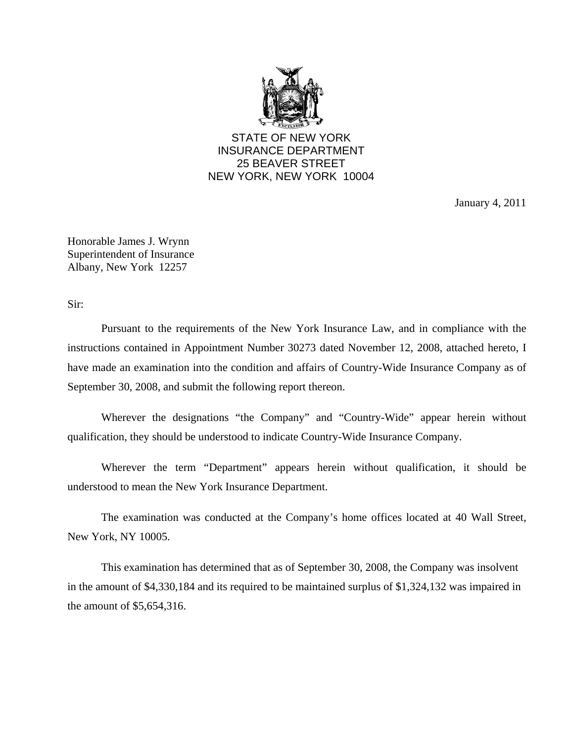STATE OF NEW YORK
INSURANCE DEPARTMENT
25 BEAVER STREET
NEW YORK, NEW YORK 10004

January 4, 2011

Honorable James J. Wrynn
Superintendent of Insurance
Albany, New York 12257

Sir:

Pursuant to the requirements of the New York Insurance Law, and in compliance with the instructions contained in Appointment Number 30273 dated November 12, 2008, attached hereto, I have made an examination into the condition and affairs of Country-Wide Insurance Company as of September 30, 2008, and submit the following report thereon.

Wherever the designations "the Company" and "Country-Wide" appear herein without qualification, they should be understood to indicate Country-Wide Insurance Company.

Wherever the term "Department" appears herein without qualification, it should be understood to mean the New York Insurance Department.

The examination was conducted at the Company's home offices located at 40 Wall Street, New York, NY 10005.

This examination has determined that as of September 30, 2008, the Company was insolvent in the amount of $4,330,184 and its required to be maintained surplus of $1,324,132 was impaired in the amount of $5,654,316.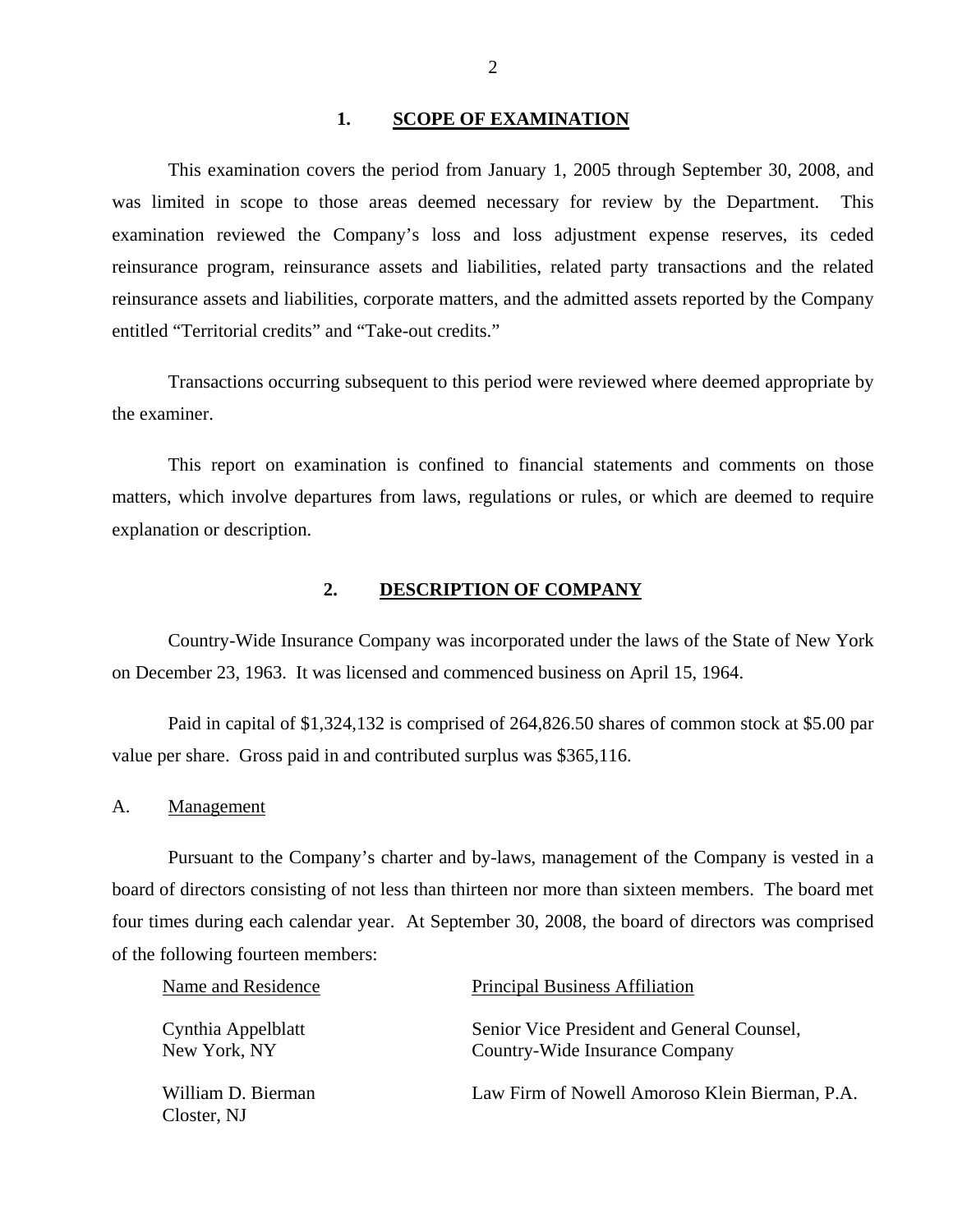## 1. SCOPE OF EXAMINATION

This examination covers the period from January 1, 2005 through September 30, 2008, and was limited in scope to those areas deemed necessary for review by the Department. This examination reviewed the Company's loss and loss adjustment expense reserves, its ceded reinsurance program, reinsurance assets and liabilities, related party transactions and the related reinsurance assets and liabilities, corporate matters, and the admitted assets reported by the Company entitled "Territorial credits" and "Take-out credits."

Transactions occurring subsequent to this period were reviewed where deemed appropriate by the examiner.

This report on examination is confined to financial statements and comments on those matters, which involve departures from laws, regulations or rules, or which are deemed to require explanation or description.

## 2. DESCRIPTION OF COMPANY

Country-Wide Insurance Company was incorporated under the laws of the State of New York on December 23, 1963. It was licensed and commenced business on April 15, 1964.

Paid in capital of $1,324,132 is comprised of 264,826.50 shares of common stock at $5.00 par value per share. Gross paid in and contributed surplus was $365,116.

### A. Management

Pursuant to the Company's charter and by-laws, management of the Company is vested in a board of directors consisting of not less than thirteen nor more than sixteen members. The board met four times during each calendar year. At September 30, 2008, the board of directors was comprised of the following fourteen members:

| Name and Residence | Principal Business Affiliation |
|---|---|
| Cynthia Appelblatt<br>New York, NY | Senior Vice President and General Counsel,<br>Country-Wide Insurance Company |
| William D. Bierman<br>Closter, NJ | Law Firm of Nowell Amoroso Klein Bierman, P.A. |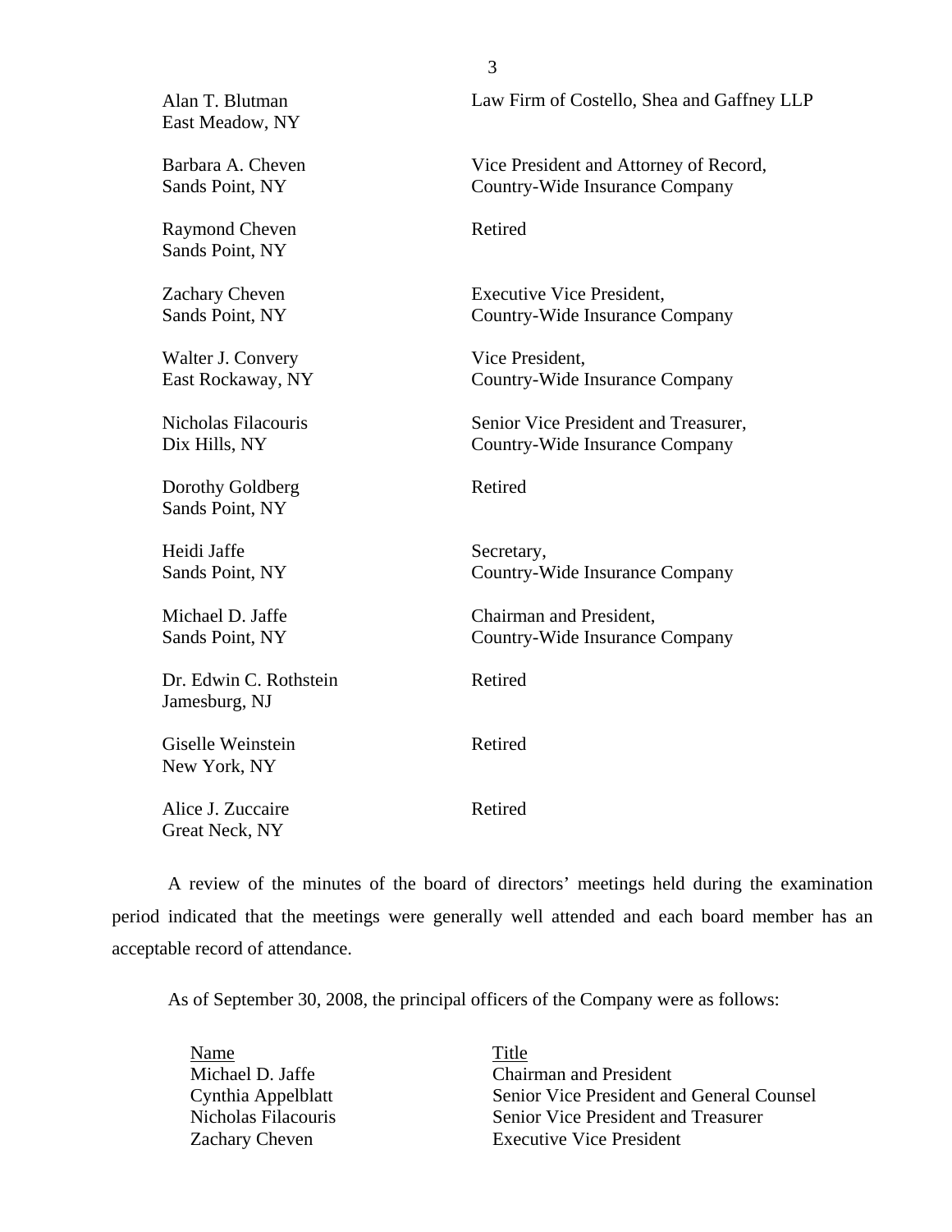| | |
|---|---|
| Alan T. Blutman<br>East Meadow, NY | Law Firm of Costello, Shea and Gaffney LLP |
| Barbara A. Cheven<br>Sands Point, NY | Vice President and Attorney of Record,<br>Country-Wide Insurance Company |
| Raymond Cheven<br>Sands Point, NY | Retired |
| Zachary Cheven<br>Sands Point, NY | Executive Vice President,<br>Country-Wide Insurance Company |
| Walter J. Convery<br>East Rockaway, NY | Vice President,<br>Country-Wide Insurance Company |
| Nicholas Filacouris<br>Dix Hills, NY | Senior Vice President and Treasurer,<br>Country-Wide Insurance Company |
| Dorothy Goldberg<br>Sands Point, NY | Retired |
| Heidi Jaffe<br>Sands Point, NY | Secretary,<br>Country-Wide Insurance Company |
| Michael D. Jaffe<br>Sands Point, NY | Chairman and President,<br>Country-Wide Insurance Company |
| Dr. Edwin C. Rothstein<br>Jamesburg, NJ | Retired |
| Giselle Weinstein<br>New York, NY | Retired |
| Alice J. Zuccaire<br>Great Neck, NY | Retired |

A review of the minutes of the board of directors' meetings held during the examination period indicated that the meetings were generally well attended and each board member has an acceptable record of attendance.

As of September 30, 2008, the principal officers of the Company were as follows:

| Name | Title |
|---|---|
| Michael D. Jaffe | Chairman and President |
| Cynthia Appelblatt | Senior Vice President and General Counsel |
| Nicholas Filacouris | Senior Vice President and Treasurer |
| Zachary Cheven | Executive Vice President |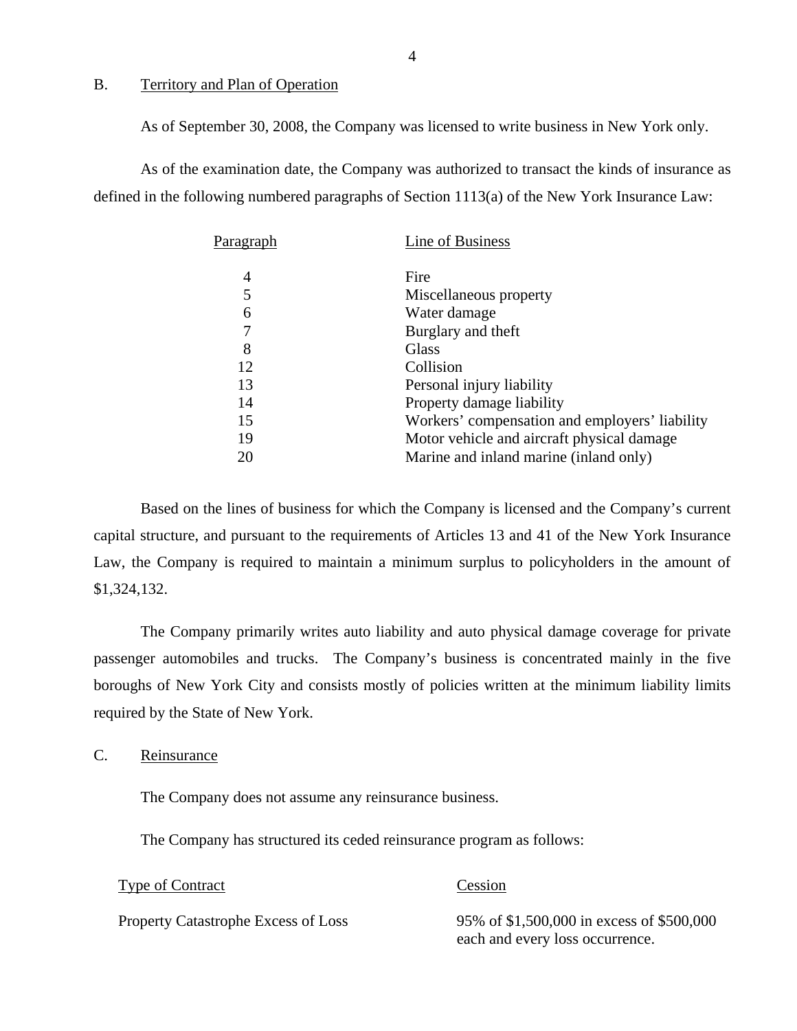## B. Territory and Plan of Operation

As of September 30, 2008, the Company was licensed to write business in New York only.

As of the examination date, the Company was authorized to transact the kinds of insurance as defined in the following numbered paragraphs of Section 1113(a) of the New York Insurance Law:

| Paragraph | Line of Business |
|---|---|
| 4 | Fire |
| 5 | Miscellaneous property |
| 6 | Water damage |
| 7 | Burglary and theft |
| 8 | Glass |
| 12 | Collision |
| 13 | Personal injury liability |
| 14 | Property damage liability |
| 15 | Workers' compensation and employers' liability |
| 19 | Motor vehicle and aircraft physical damage |
| 20 | Marine and inland marine (inland only) |

Based on the lines of business for which the Company is licensed and the Company's current capital structure, and pursuant to the requirements of Articles 13 and 41 of the New York Insurance Law, the Company is required to maintain a minimum surplus to policyholders in the amount of $1,324,132.

The Company primarily writes auto liability and auto physical damage coverage for private passenger automobiles and trucks. The Company's business is concentrated mainly in the five boroughs of New York City and consists mostly of policies written at the minimum liability limits required by the State of New York.

## C. Reinsurance

The Company does not assume any reinsurance business.

The Company has structured its ceded reinsurance program as follows:

| Type of Contract | Cession |
|---|---|
| Property Catastrophe Excess of Loss | 95% of $1,500,000 in excess of $500,000 each and every loss occurrence. |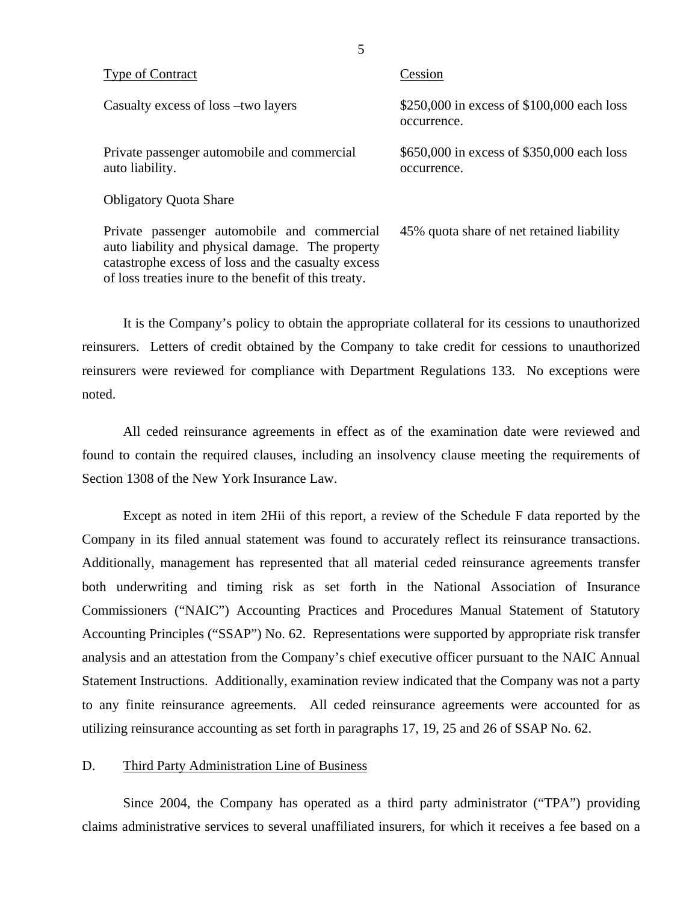| Type of Contract | Cession |
|---|---|
| Casualty excess of loss –two layers | $250,000 in excess of $100,000 each loss occurrence. |
| Private passenger automobile and commercial auto liability. | $650,000 in excess of $350,000 each loss occurrence. |
| Obligatory Quota Share | |
| Private passenger automobile and commercial auto liability and physical damage. The property catastrophe excess of loss and the casualty excess of loss treaties inure to the benefit of this treaty. | 45% quota share of net retained liability |

It is the Company's policy to obtain the appropriate collateral for its cessions to unauthorized reinsurers. Letters of credit obtained by the Company to take credit for cessions to unauthorized reinsurers were reviewed for compliance with Department Regulations 133. No exceptions were noted.

All ceded reinsurance agreements in effect as of the examination date were reviewed and found to contain the required clauses, including an insolvency clause meeting the requirements of Section 1308 of the New York Insurance Law.

Except as noted in item 2Hii of this report, a review of the Schedule F data reported by the Company in its filed annual statement was found to accurately reflect its reinsurance transactions. Additionally, management has represented that all material ceded reinsurance agreements transfer both underwriting and timing risk as set forth in the National Association of Insurance Commissioners ("NAIC") Accounting Practices and Procedures Manual Statement of Statutory Accounting Principles ("SSAP") No. 62. Representations were supported by appropriate risk transfer analysis and an attestation from the Company's chief executive officer pursuant to the NAIC Annual Statement Instructions. Additionally, examination review indicated that the Company was not a party to any finite reinsurance agreements. All ceded reinsurance agreements were accounted for as utilizing reinsurance accounting as set forth in paragraphs 17, 19, 25 and 26 of SSAP No. 62.

## D. Third Party Administration Line of Business

Since 2004, the Company has operated as a third party administrator ("TPA") providing claims administrative services to several unaffiliated insurers, for which it receives a fee based on a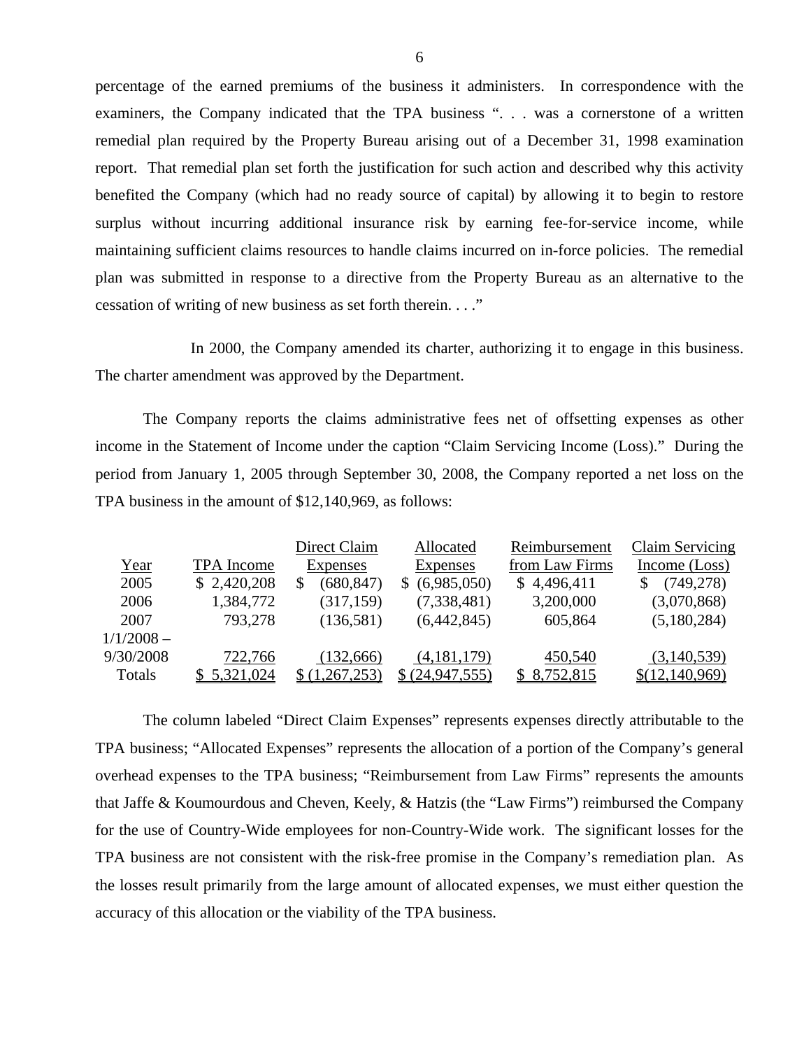percentage of the earned premiums of the business it administers. In correspondence with the examiners, the Company indicated that the TPA business ". . . was a cornerstone of a written remedial plan required by the Property Bureau arising out of a December 31, 1998 examination report. That remedial plan set forth the justification for such action and described why this activity benefited the Company (which had no ready source of capital) by allowing it to begin to restore surplus without incurring additional insurance risk by earning fee-for-service income, while maintaining sufficient claims resources to handle claims incurred on in-force policies. The remedial plan was submitted in response to a directive from the Property Bureau as an alternative to the cessation of writing of new business as set forth therein. . . ."

In 2000, the Company amended its charter, authorizing it to engage in this business. The charter amendment was approved by the Department.

The Company reports the claims administrative fees net of offsetting expenses as other income in the Statement of Income under the caption "Claim Servicing Income (Loss)." During the period from January 1, 2005 through September 30, 2008, the Company reported a net loss on the TPA business in the amount of $12,140,969, as follows:

| Year | TPA Income | Direct Claim Expenses | Allocated Expenses | Reimbursement from Law Firms | Claim Servicing Income (Loss) |
|---|---|---|---|---|---|
| 2005 | $ 2,420,208 | $ (680,847) | $ (6,985,050) | $ 4,496,411 | $ (749,278) |
| 2006 | 1,384,772 | (317,159) | (7,338,481) | 3,200,000 | (3,070,868) |
| 2007 | 793,278 | (136,581) | (6,442,845) | 605,864 | (5,180,284) |
| 1/1/2008 – 9/30/2008 | 722,766 | (132,666) | (4,181,179) | 450,540 | (3,140,539) |
| Totals | $ 5,321,024 | $ (1,267,253) | $ (24,947,555) | $ 8,752,815 | $(12,140,969) |

The column labeled "Direct Claim Expenses" represents expenses directly attributable to the TPA business; "Allocated Expenses" represents the allocation of a portion of the Company's general overhead expenses to the TPA business; "Reimbursement from Law Firms" represents the amounts that Jaffe & Koumourdous and Cheven, Keely, & Hatzis (the "Law Firms") reimbursed the Company for the use of Country-Wide employees for non-Country-Wide work. The significant losses for the TPA business are not consistent with the risk-free promise in the Company's remediation plan. As the losses result primarily from the large amount of allocated expenses, we must either question the accuracy of this allocation or the viability of the TPA business.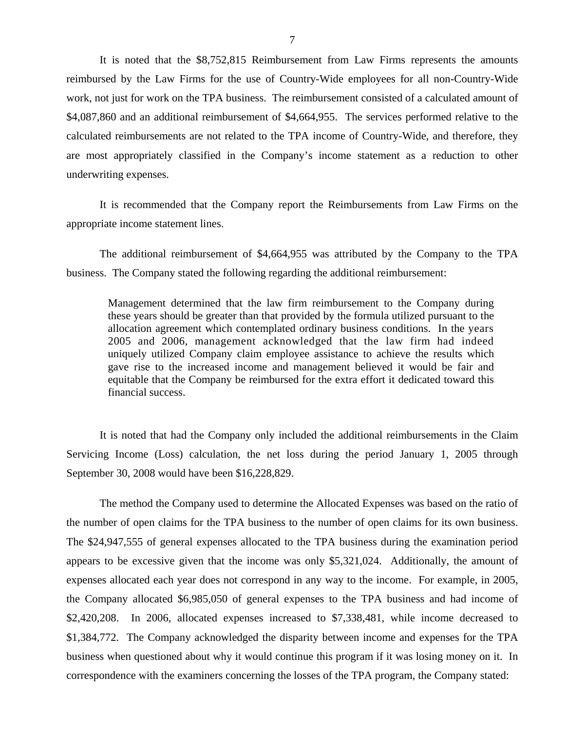It is noted that the $8,752,815 Reimbursement from Law Firms represents the amounts reimbursed by the Law Firms for the use of Country-Wide employees for all non-Country-Wide work, not just for work on the TPA business. The reimbursement consisted of a calculated amount of $4,087,860 and an additional reimbursement of $4,664,955. The services performed relative to the calculated reimbursements are not related to the TPA income of Country-Wide, and therefore, they are most appropriately classified in the Company's income statement as a reduction to other underwriting expenses.

It is recommended that the Company report the Reimbursements from Law Firms on the appropriate income statement lines.

The additional reimbursement of $4,664,955 was attributed by the Company to the TPA business. The Company stated the following regarding the additional reimbursement:

> Management determined that the law firm reimbursement to the Company during these years should be greater than that provided by the formula utilized pursuant to the allocation agreement which contemplated ordinary business conditions. In the years 2005 and 2006, management acknowledged that the law firm had indeed uniquely utilized Company claim employee assistance to achieve the results which gave rise to the increased income and management believed it would be fair and equitable that the Company be reimbursed for the extra effort it dedicated toward this financial success.

It is noted that had the Company only included the additional reimbursements in the Claim Servicing Income (Loss) calculation, the net loss during the period January 1, 2005 through September 30, 2008 would have been $16,228,829.

The method the Company used to determine the Allocated Expenses was based on the ratio of the number of open claims for the TPA business to the number of open claims for its own business. The $24,947,555 of general expenses allocated to the TPA business during the examination period appears to be excessive given that the income was only $5,321,024. Additionally, the amount of expenses allocated each year does not correspond in any way to the income. For example, in 2005, the Company allocated $6,985,050 of general expenses to the TPA business and had income of $2,420,208. In 2006, allocated expenses increased to $7,338,481, while income decreased to $1,384,772. The Company acknowledged the disparity between income and expenses for the TPA business when questioned about why it would continue this program if it was losing money on it. In correspondence with the examiners concerning the losses of the TPA program, the Company stated: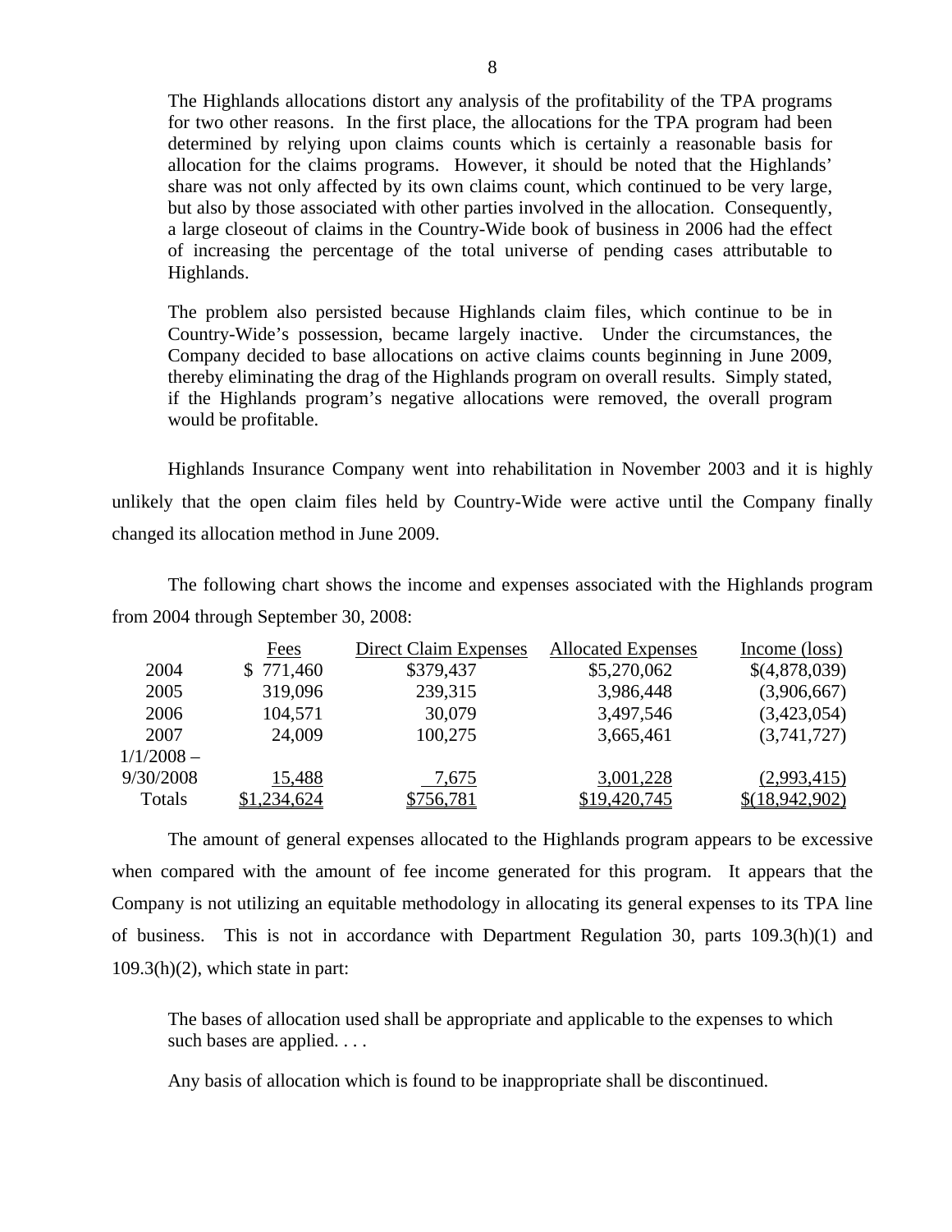> The Highlands allocations distort any analysis of the profitability of the TPA programs for two other reasons. In the first place, the allocations for the TPA program had been determined by relying upon claims counts which is certainly a reasonable basis for allocation for the claims programs. However, it should be noted that the Highlands' share was not only affected by its own claims count, which continued to be very large, but also by those associated with other parties involved in the allocation. Consequently, a large closeout of claims in the Country-Wide book of business in 2006 had the effect of increasing the percentage of the total universe of pending cases attributable to Highlands.
>
> The problem also persisted because Highlands claim files, which continue to be in Country-Wide's possession, became largely inactive. Under the circumstances, the Company decided to base allocations on active claims counts beginning in June 2009, thereby eliminating the drag of the Highlands program on overall results. Simply stated, if the Highlands program's negative allocations were removed, the overall program would be profitable.

Highlands Insurance Company went into rehabilitation in November 2003 and it is highly unlikely that the open claim files held by Country-Wide were active until the Company finally changed its allocation method in June 2009.

The following chart shows the income and expenses associated with the Highlands program from 2004 through September 30, 2008:

| | Fees | Direct Claim Expenses | Allocated Expenses | Income (loss) |
|---|---|---|---|---|
| 2004 | $ 771,460 | $379,437 | $5,270,062 | $(4,878,039) |
| 2005 | 319,096 | 239,315 | 3,986,448 | (3,906,667) |
| 2006 | 104,571 | 30,079 | 3,497,546 | (3,423,054) |
| 2007 | 24,009 | 100,275 | 3,665,461 | (3,741,727) |
| 1/1/2008 – 9/30/2008 | 15,488 | 7,675 | 3,001,228 | (2,993,415) |
| Totals | $1,234,624 | $756,781 | $19,420,745 | $(18,942,902) |

The amount of general expenses allocated to the Highlands program appears to be excessive when compared with the amount of fee income generated for this program. It appears that the Company is not utilizing an equitable methodology in allocating its general expenses to its TPA line of business. This is not in accordance with Department Regulation 30, parts 109.3(h)(1) and 109.3(h)(2), which state in part:

> The bases of allocation used shall be appropriate and applicable to the expenses to which such bases are applied. . . .
>
> Any basis of allocation which is found to be inappropriate shall be discontinued.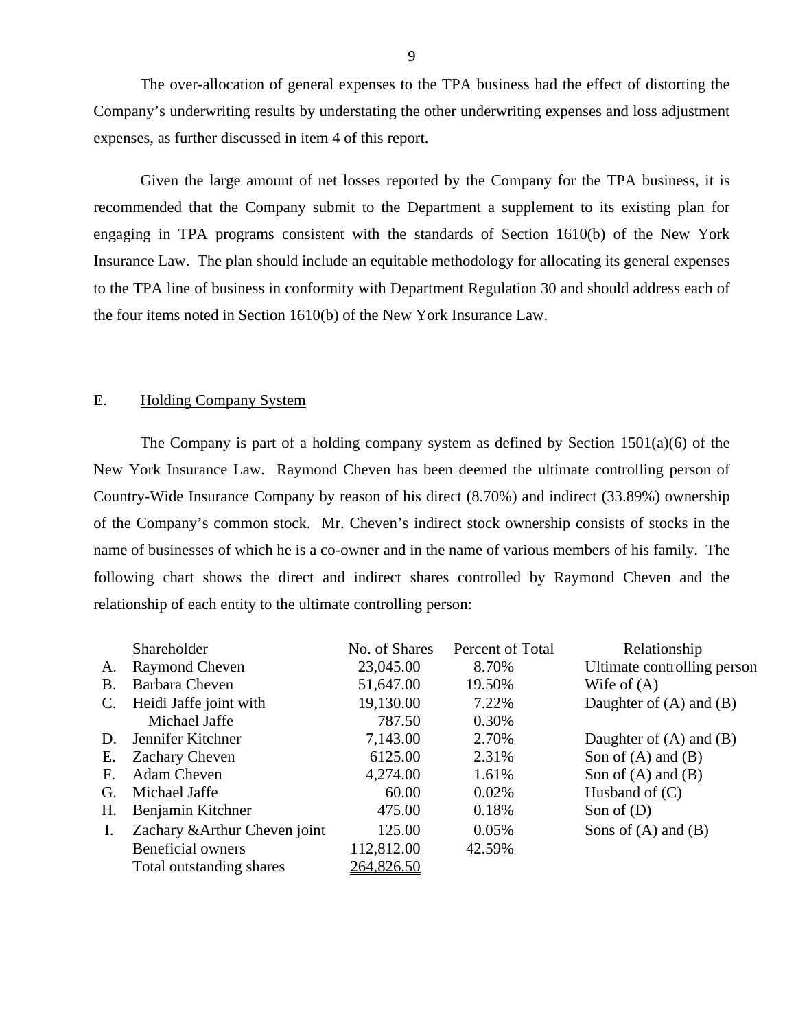The over-allocation of general expenses to the TPA business had the effect of distorting the Company's underwriting results by understating the other underwriting expenses and loss adjustment expenses, as further discussed in item 4 of this report.

Given the large amount of net losses reported by the Company for the TPA business, it is recommended that the Company submit to the Department a supplement to its existing plan for engaging in TPA programs consistent with the standards of Section 1610(b) of the New York Insurance Law. The plan should include an equitable methodology for allocating its general expenses to the TPA line of business in conformity with Department Regulation 30 and should address each of the four items noted in Section 1610(b) of the New York Insurance Law.

## E. Holding Company System

The Company is part of a holding company system as defined by Section 1501(a)(6) of the New York Insurance Law. Raymond Cheven has been deemed the ultimate controlling person of Country-Wide Insurance Company by reason of his direct (8.70%) and indirect (33.89%) ownership of the Company's common stock. Mr. Cheven's indirect stock ownership consists of stocks in the name of businesses of which he is a co-owner and in the name of various members of his family. The following chart shows the direct and indirect shares controlled by Raymond Cheven and the relationship of each entity to the ultimate controlling person:

| | Shareholder | No. of Shares | Percent of Total | Relationship |
|---|---|---|---|---|
| A. | Raymond Cheven | 23,045.00 | 8.70% | Ultimate controlling person |
| B. | Barbara Cheven | 51,647.00 | 19.50% | Wife of (A) |
| C. | Heidi Jaffe joint with | 19,130.00 | 7.22% | Daughter of (A) and (B) |
| | Michael Jaffe | 787.50 | 0.30% | |
| D. | Jennifer Kitchner | 7,143.00 | 2.70% | Daughter of (A) and (B) |
| E. | Zachary Cheven | 6125.00 | 2.31% | Son of (A) and (B) |
| F. | Adam Cheven | 4,274.00 | 1.61% | Son of (A) and (B) |
| G. | Michael Jaffe | 60.00 | 0.02% | Husband of (C) |
| H. | Benjamin Kitchner | 475.00 | 0.18% | Son of (D) |
| I. | Zachary &Arthur Cheven joint | 125.00 | 0.05% | Sons of (A) and (B) |
| | Beneficial owners | 112,812.00 | 42.59% | |
| | Total outstanding shares | 264,826.50 | | |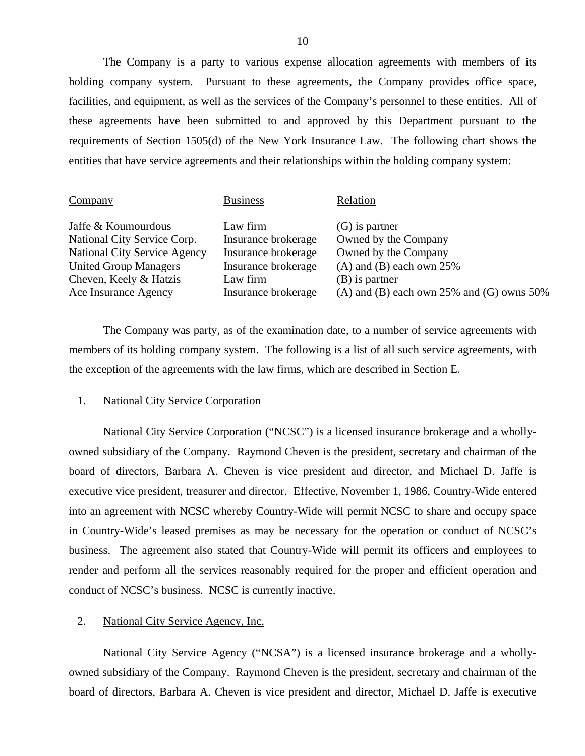The Company is a party to various expense allocation agreements with members of its holding company system. Pursuant to these agreements, the Company provides office space, facilities, and equipment, as well as the services of the Company's personnel to these entities. All of these agreements have been submitted to and approved by this Department pursuant to the requirements of Section 1505(d) of the New York Insurance Law. The following chart shows the entities that have service agreements and their relationships within the holding company system:

| Company | Business | Relation |
|---|---|---|
| Jaffe & Koumourdous | Law firm | (G) is partner |
| National City Service Corp. | Insurance brokerage | Owned by the Company |
| National City Service Agency | Insurance brokerage | Owned by the Company |
| United Group Managers | Insurance brokerage | (A) and (B) each own 25% |
| Cheven, Keely & Hatzis | Law firm | (B) is partner |
| Ace Insurance Agency | Insurance brokerage | (A) and (B) each own 25% and (G) owns 50% |

The Company was party, as of the examination date, to a number of service agreements with members of its holding company system. The following is a list of all such service agreements, with the exception of the agreements with the law firms, which are described in Section E.

1. National City Service Corporation

National City Service Corporation ("NCSC") is a licensed insurance brokerage and a wholly-owned subsidiary of the Company. Raymond Cheven is the president, secretary and chairman of the board of directors, Barbara A. Cheven is vice president and director, and Michael D. Jaffe is executive vice president, treasurer and director. Effective, November 1, 1986, Country-Wide entered into an agreement with NCSC whereby Country-Wide will permit NCSC to share and occupy space in Country-Wide's leased premises as may be necessary for the operation or conduct of NCSC's business. The agreement also stated that Country-Wide will permit its officers and employees to render and perform all the services reasonably required for the proper and efficient operation and conduct of NCSC's business. NCSC is currently inactive.

2. National City Service Agency, Inc.

National City Service Agency ("NCSA") is a licensed insurance brokerage and a wholly-owned subsidiary of the Company. Raymond Cheven is the president, secretary and chairman of the board of directors, Barbara A. Cheven is vice president and director, Michael D. Jaffe is executive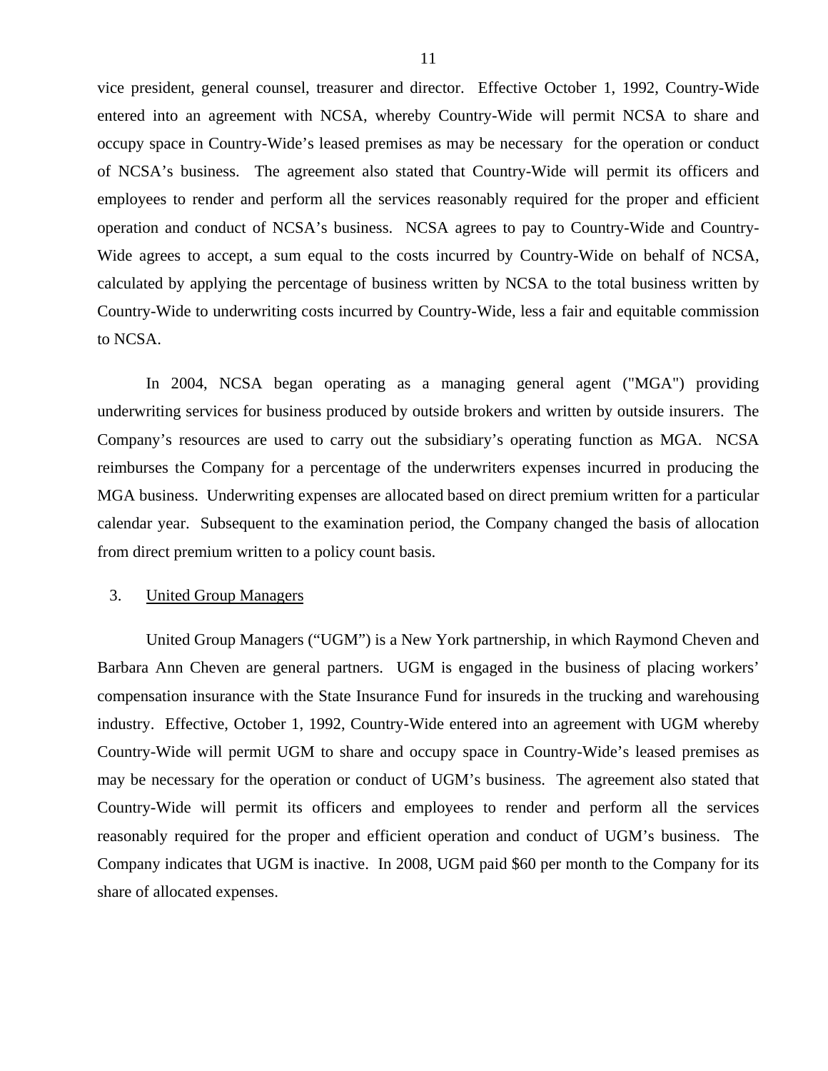vice president, general counsel, treasurer and director. Effective October 1, 1992, Country-Wide entered into an agreement with NCSA, whereby Country-Wide will permit NCSA to share and occupy space in Country-Wide's leased premises as may be necessary for the operation or conduct of NCSA's business. The agreement also stated that Country-Wide will permit its officers and employees to render and perform all the services reasonably required for the proper and efficient operation and conduct of NCSA's business. NCSA agrees to pay to Country-Wide and Country-Wide agrees to accept, a sum equal to the costs incurred by Country-Wide on behalf of NCSA, calculated by applying the percentage of business written by NCSA to the total business written by Country-Wide to underwriting costs incurred by Country-Wide, less a fair and equitable commission to NCSA.

In 2004, NCSA began operating as a managing general agent ("MGA") providing underwriting services for business produced by outside brokers and written by outside insurers. The Company's resources are used to carry out the subsidiary's operating function as MGA. NCSA reimburses the Company for a percentage of the underwriters expenses incurred in producing the MGA business. Underwriting expenses are allocated based on direct premium written for a particular calendar year. Subsequent to the examination period, the Company changed the basis of allocation from direct premium written to a policy count basis.

3. <u>United Group Managers</u>

United Group Managers ("UGM") is a New York partnership, in which Raymond Cheven and Barbara Ann Cheven are general partners. UGM is engaged in the business of placing workers' compensation insurance with the State Insurance Fund for insureds in the trucking and warehousing industry. Effective, October 1, 1992, Country-Wide entered into an agreement with UGM whereby Country-Wide will permit UGM to share and occupy space in Country-Wide's leased premises as may be necessary for the operation or conduct of UGM's business. The agreement also stated that Country-Wide will permit its officers and employees to render and perform all the services reasonably required for the proper and efficient operation and conduct of UGM's business. The Company indicates that UGM is inactive. In 2008, UGM paid $60 per month to the Company for its share of allocated expenses.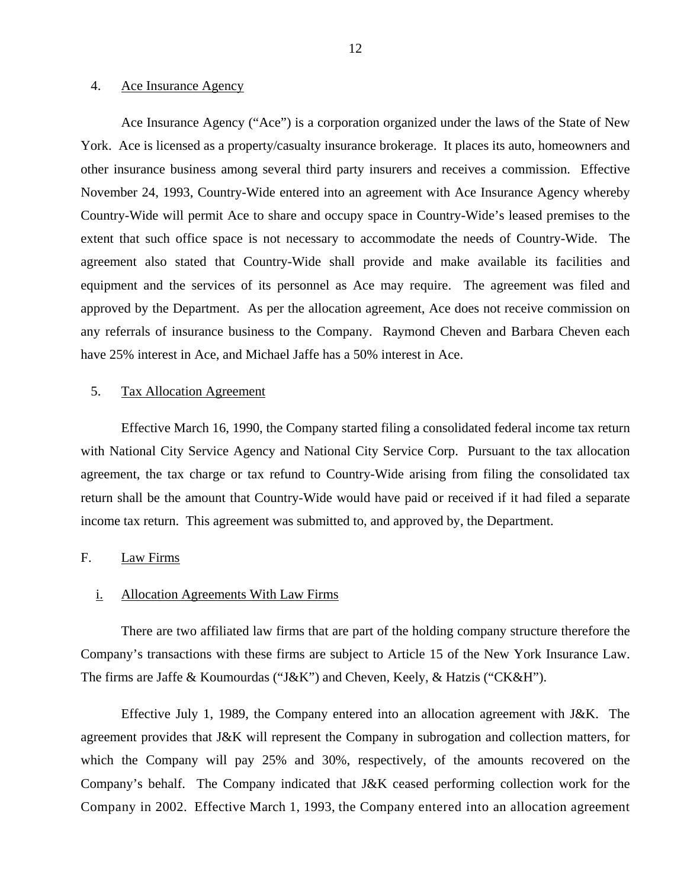4. Ace Insurance Agency

Ace Insurance Agency ("Ace") is a corporation organized under the laws of the State of New York. Ace is licensed as a property/casualty insurance brokerage. It places its auto, homeowners and other insurance business among several third party insurers and receives a commission. Effective November 24, 1993, Country-Wide entered into an agreement with Ace Insurance Agency whereby Country-Wide will permit Ace to share and occupy space in Country-Wide's leased premises to the extent that such office space is not necessary to accommodate the needs of Country-Wide. The agreement also stated that Country-Wide shall provide and make available its facilities and equipment and the services of its personnel as Ace may require. The agreement was filed and approved by the Department. As per the allocation agreement, Ace does not receive commission on any referrals of insurance business to the Company. Raymond Cheven and Barbara Cheven each have 25% interest in Ace, and Michael Jaffe has a 50% interest in Ace.

5. Tax Allocation Agreement

Effective March 16, 1990, the Company started filing a consolidated federal income tax return with National City Service Agency and National City Service Corp. Pursuant to the tax allocation agreement, the tax charge or tax refund to Country-Wide arising from filing the consolidated tax return shall be the amount that Country-Wide would have paid or received if it had filed a separate income tax return. This agreement was submitted to, and approved by, the Department.

F. Law Firms

i. Allocation Agreements With Law Firms

There are two affiliated law firms that are part of the holding company structure therefore the Company's transactions with these firms are subject to Article 15 of the New York Insurance Law. The firms are Jaffe & Koumourdas ("J&K") and Cheven, Keely, & Hatzis ("CK&H").

Effective July 1, 1989, the Company entered into an allocation agreement with J&K. The agreement provides that J&K will represent the Company in subrogation and collection matters, for which the Company will pay 25% and 30%, respectively, of the amounts recovered on the Company's behalf. The Company indicated that J&K ceased performing collection work for the Company in 2002. Effective March 1, 1993, the Company entered into an allocation agreement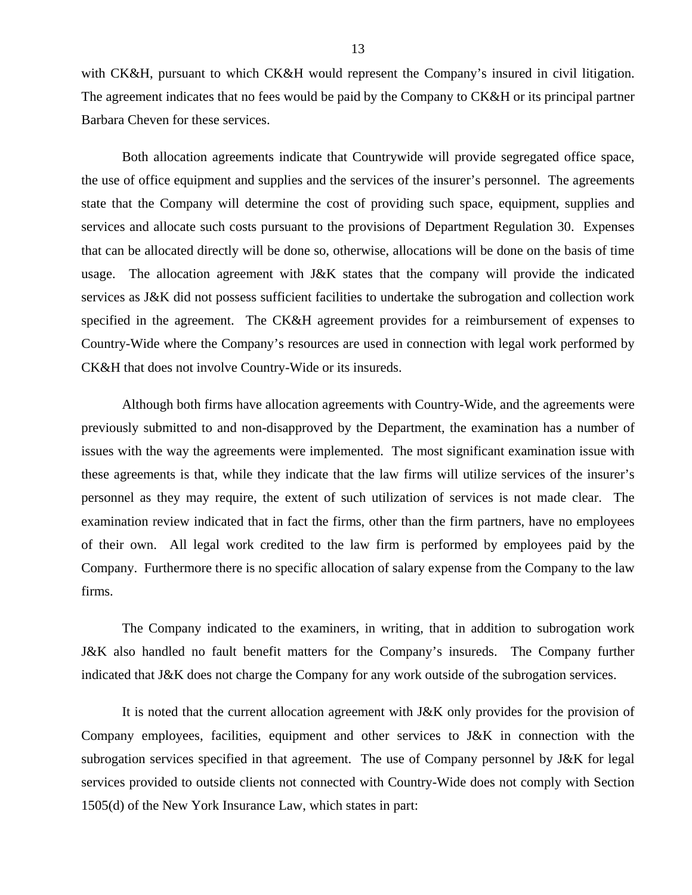with CK&H, pursuant to which CK&H would represent the Company's insured in civil litigation. The agreement indicates that no fees would be paid by the Company to CK&H or its principal partner Barbara Cheven for these services.

Both allocation agreements indicate that Countrywide will provide segregated office space, the use of office equipment and supplies and the services of the insurer's personnel. The agreements state that the Company will determine the cost of providing such space, equipment, supplies and services and allocate such costs pursuant to the provisions of Department Regulation 30. Expenses that can be allocated directly will be done so, otherwise, allocations will be done on the basis of time usage. The allocation agreement with J&K states that the company will provide the indicated services as J&K did not possess sufficient facilities to undertake the subrogation and collection work specified in the agreement. The CK&H agreement provides for a reimbursement of expenses to Country-Wide where the Company's resources are used in connection with legal work performed by CK&H that does not involve Country-Wide or its insureds.

Although both firms have allocation agreements with Country-Wide, and the agreements were previously submitted to and non-disapproved by the Department, the examination has a number of issues with the way the agreements were implemented. The most significant examination issue with these agreements is that, while they indicate that the law firms will utilize services of the insurer's personnel as they may require, the extent of such utilization of services is not made clear. The examination review indicated that in fact the firms, other than the firm partners, have no employees of their own. All legal work credited to the law firm is performed by employees paid by the Company. Furthermore there is no specific allocation of salary expense from the Company to the law firms.

The Company indicated to the examiners, in writing, that in addition to subrogation work J&K also handled no fault benefit matters for the Company's insureds. The Company further indicated that J&K does not charge the Company for any work outside of the subrogation services.

It is noted that the current allocation agreement with J&K only provides for the provision of Company employees, facilities, equipment and other services to J&K in connection with the subrogation services specified in that agreement. The use of Company personnel by J&K for legal services provided to outside clients not connected with Country-Wide does not comply with Section 1505(d) of the New York Insurance Law, which states in part: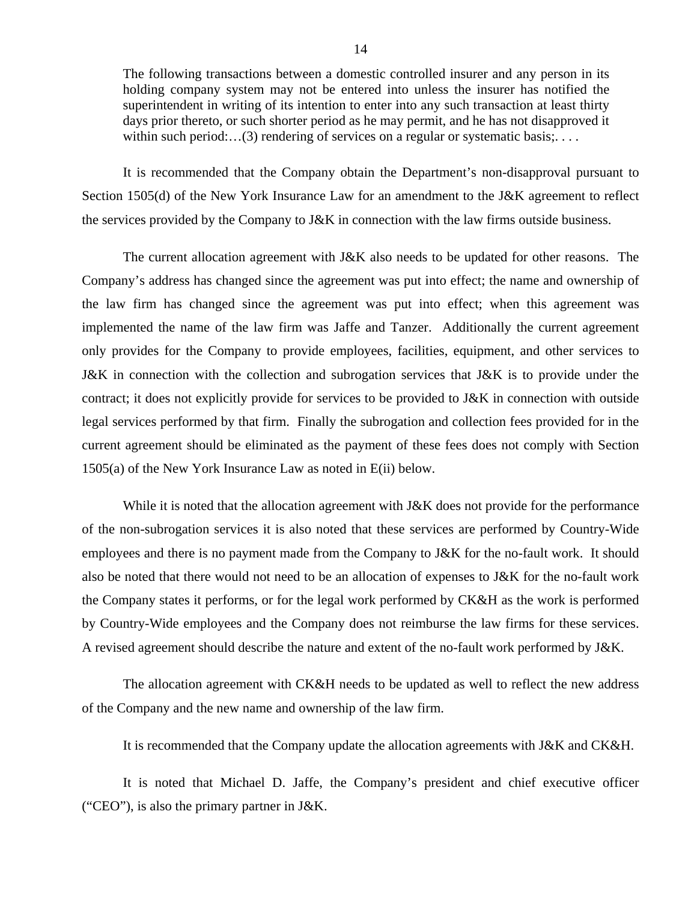> The following transactions between a domestic controlled insurer and any person in its holding company system may not be entered into unless the insurer has notified the superintendent in writing of its intention to enter into any such transaction at least thirty days prior thereto, or such shorter period as he may permit, and he has not disapproved it within such period:…(3) rendering of services on a regular or systematic basis;. . . .

It is recommended that the Company obtain the Department's non-disapproval pursuant to Section 1505(d) of the New York Insurance Law for an amendment to the J&K agreement to reflect the services provided by the Company to J&K in connection with the law firms outside business.

The current allocation agreement with J&K also needs to be updated for other reasons. The Company's address has changed since the agreement was put into effect; the name and ownership of the law firm has changed since the agreement was put into effect; when this agreement was implemented the name of the law firm was Jaffe and Tanzer. Additionally the current agreement only provides for the Company to provide employees, facilities, equipment, and other services to J&K in connection with the collection and subrogation services that J&K is to provide under the contract; it does not explicitly provide for services to be provided to J&K in connection with outside legal services performed by that firm. Finally the subrogation and collection fees provided for in the current agreement should be eliminated as the payment of these fees does not comply with Section 1505(a) of the New York Insurance Law as noted in E(ii) below.

While it is noted that the allocation agreement with J&K does not provide for the performance of the non-subrogation services it is also noted that these services are performed by Country-Wide employees and there is no payment made from the Company to J&K for the no-fault work. It should also be noted that there would not need to be an allocation of expenses to J&K for the no-fault work the Company states it performs, or for the legal work performed by CK&H as the work is performed by Country-Wide employees and the Company does not reimburse the law firms for these services. A revised agreement should describe the nature and extent of the no-fault work performed by J&K.

The allocation agreement with CK&H needs to be updated as well to reflect the new address of the Company and the new name and ownership of the law firm.

It is recommended that the Company update the allocation agreements with J&K and CK&H.

It is noted that Michael D. Jaffe, the Company's president and chief executive officer ("CEO"), is also the primary partner in J&K.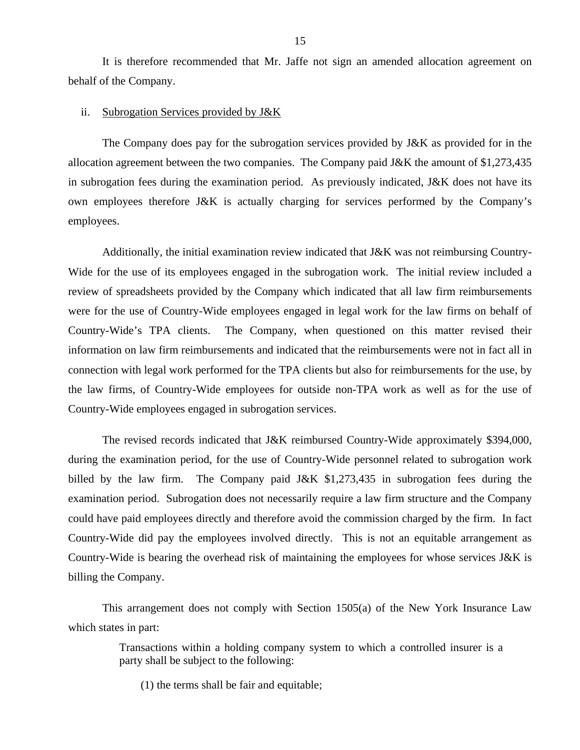It is therefore recommended that Mr. Jaffe not sign an amended allocation agreement on behalf of the Company.

ii. Subrogation Services provided by J&K

The Company does pay for the subrogation services provided by J&K as provided for in the allocation agreement between the two companies. The Company paid J&K the amount of $1,273,435 in subrogation fees during the examination period. As previously indicated, J&K does not have its own employees therefore J&K is actually charging for services performed by the Company's employees.

Additionally, the initial examination review indicated that J&K was not reimbursing Country-Wide for the use of its employees engaged in the subrogation work. The initial review included a review of spreadsheets provided by the Company which indicated that all law firm reimbursements were for the use of Country-Wide employees engaged in legal work for the law firms on behalf of Country-Wide's TPA clients. The Company, when questioned on this matter revised their information on law firm reimbursements and indicated that the reimbursements were not in fact all in connection with legal work performed for the TPA clients but also for reimbursements for the use, by the law firms, of Country-Wide employees for outside non-TPA work as well as for the use of Country-Wide employees engaged in subrogation services.

The revised records indicated that J&K reimbursed Country-Wide approximately $394,000, during the examination period, for the use of Country-Wide personnel related to subrogation work billed by the law firm. The Company paid J&K $1,273,435 in subrogation fees during the examination period. Subrogation does not necessarily require a law firm structure and the Company could have paid employees directly and therefore avoid the commission charged by the firm. In fact Country-Wide did pay the employees involved directly. This is not an equitable arrangement as Country-Wide is bearing the overhead risk of maintaining the employees for whose services J&K is billing the Company.

This arrangement does not comply with Section 1505(a) of the New York Insurance Law which states in part:

> Transactions within a holding company system to which a controlled insurer is a party shall be subject to the following:
>
> (1) the terms shall be fair and equitable;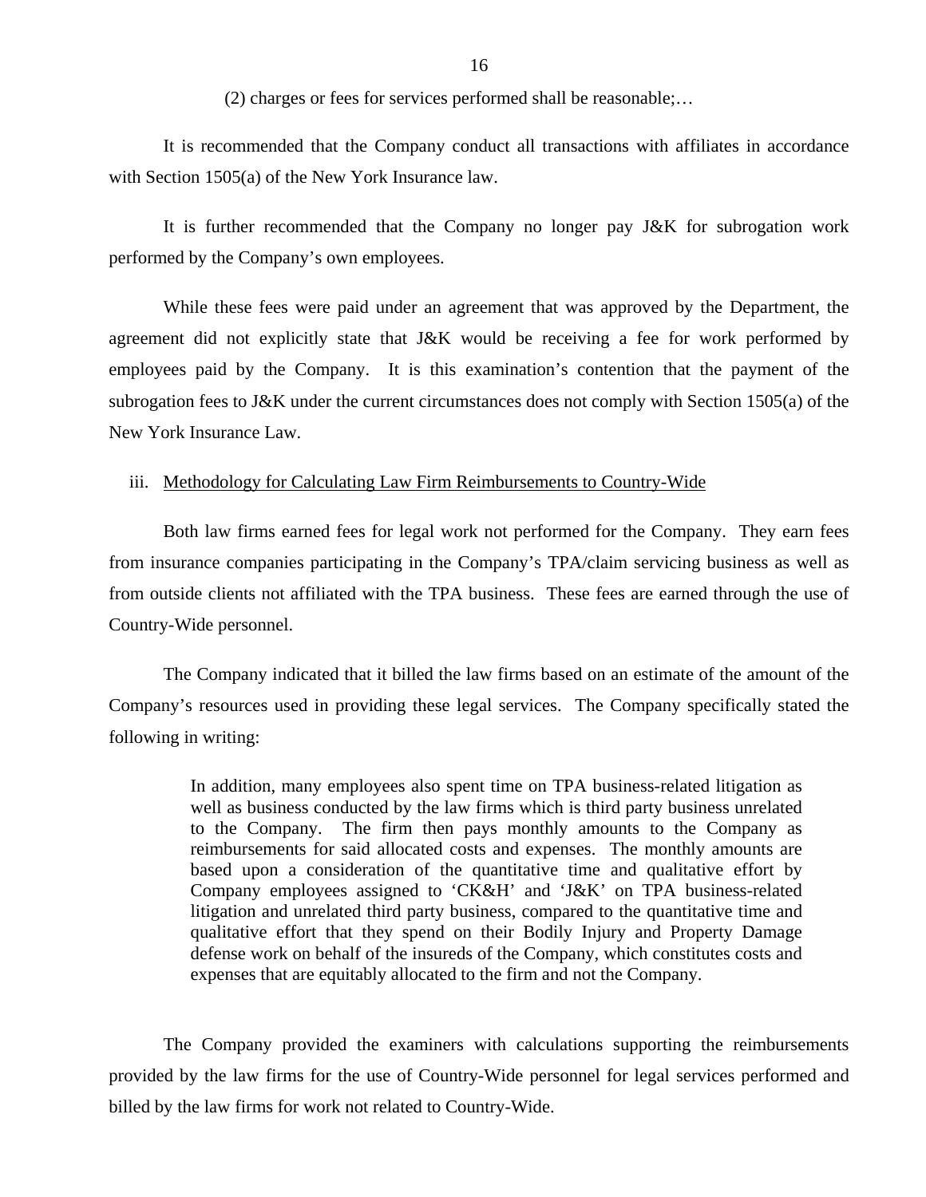(2) charges or fees for services performed shall be reasonable;…

It is recommended that the Company conduct all transactions with affiliates in accordance with Section 1505(a) of the New York Insurance law.

It is further recommended that the Company no longer pay J&K for subrogation work performed by the Company's own employees.

While these fees were paid under an agreement that was approved by the Department, the agreement did not explicitly state that J&K would be receiving a fee for work performed by employees paid by the Company. It is this examination's contention that the payment of the subrogation fees to J&K under the current circumstances does not comply with Section 1505(a) of the New York Insurance Law.

iii. <u>Methodology for Calculating Law Firm Reimbursements to Country-Wide</u>

Both law firms earned fees for legal work not performed for the Company. They earn fees from insurance companies participating in the Company's TPA/claim servicing business as well as from outside clients not affiliated with the TPA business. These fees are earned through the use of Country-Wide personnel.

The Company indicated that it billed the law firms based on an estimate of the amount of the Company's resources used in providing these legal services. The Company specifically stated the following in writing:

> In addition, many employees also spent time on TPA business-related litigation as well as business conducted by the law firms which is third party business unrelated to the Company. The firm then pays monthly amounts to the Company as reimbursements for said allocated costs and expenses. The monthly amounts are based upon a consideration of the quantitative time and qualitative effort by Company employees assigned to 'CK&H' and 'J&K' on TPA business-related litigation and unrelated third party business, compared to the quantitative time and qualitative effort that they spend on their Bodily Injury and Property Damage defense work on behalf of the insureds of the Company, which constitutes costs and expenses that are equitably allocated to the firm and not the Company.

The Company provided the examiners with calculations supporting the reimbursements provided by the law firms for the use of Country-Wide personnel for legal services performed and billed by the law firms for work not related to Country-Wide.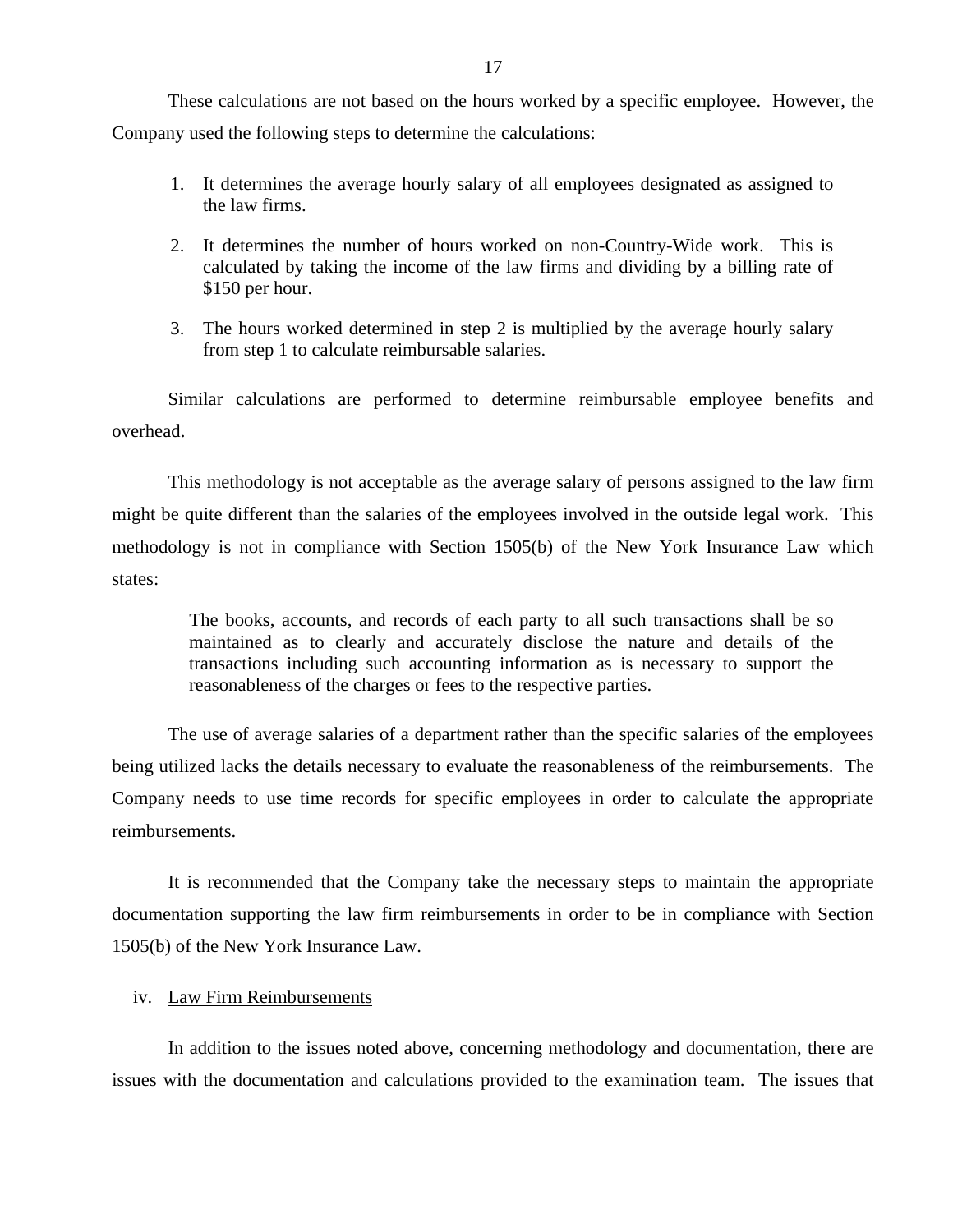These calculations are not based on the hours worked by a specific employee. However, the Company used the following steps to determine the calculations:

1. It determines the average hourly salary of all employees designated as assigned to the law firms.

2. It determines the number of hours worked on non-Country-Wide work. This is calculated by taking the income of the law firms and dividing by a billing rate of $150 per hour.

3. The hours worked determined in step 2 is multiplied by the average hourly salary from step 1 to calculate reimbursable salaries.

Similar calculations are performed to determine reimbursable employee benefits and overhead.

This methodology is not acceptable as the average salary of persons assigned to the law firm might be quite different than the salaries of the employees involved in the outside legal work. This methodology is not in compliance with Section 1505(b) of the New York Insurance Law which states:

> The books, accounts, and records of each party to all such transactions shall be so maintained as to clearly and accurately disclose the nature and details of the transactions including such accounting information as is necessary to support the reasonableness of the charges or fees to the respective parties.

The use of average salaries of a department rather than the specific salaries of the employees being utilized lacks the details necessary to evaluate the reasonableness of the reimbursements. The Company needs to use time records for specific employees in order to calculate the appropriate reimbursements.

It is recommended that the Company take the necessary steps to maintain the appropriate documentation supporting the law firm reimbursements in order to be in compliance with Section 1505(b) of the New York Insurance Law.

iv. Law Firm Reimbursements

In addition to the issues noted above, concerning methodology and documentation, there are issues with the documentation and calculations provided to the examination team. The issues that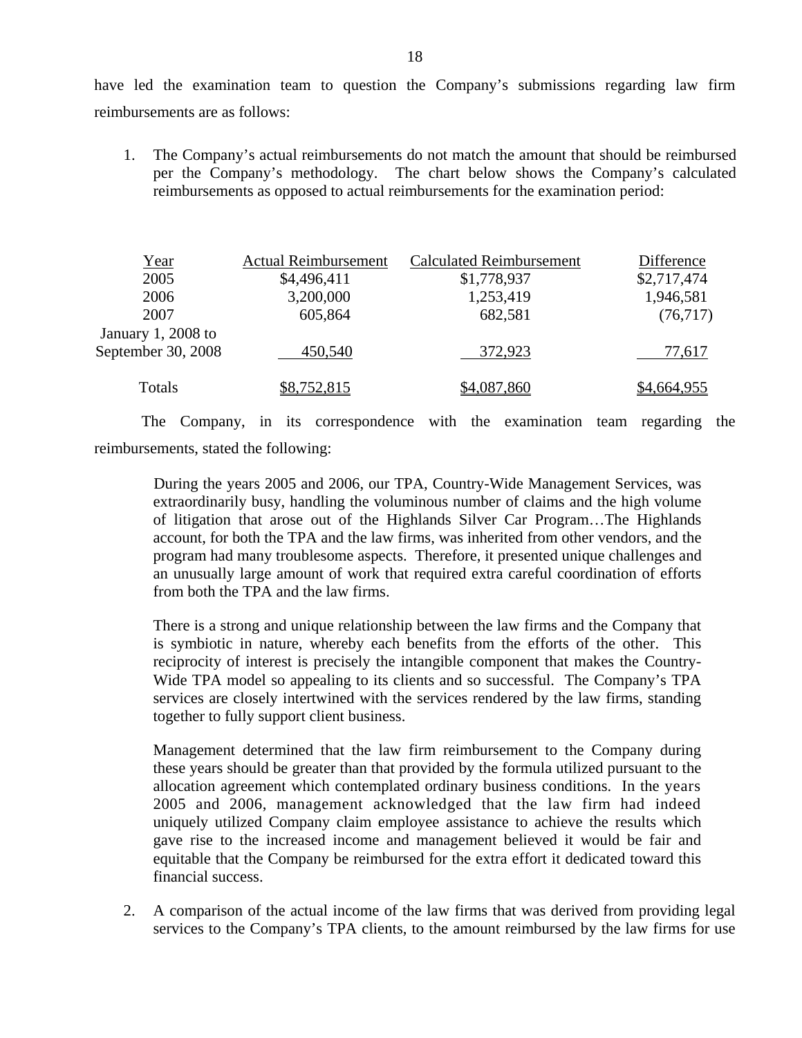have led the examination team to question the Company's submissions regarding law firm reimbursements are as follows:

1. The Company's actual reimbursements do not match the amount that should be reimbursed per the Company's methodology. The chart below shows the Company's calculated reimbursements as opposed to actual reimbursements for the examination period:

| Year | Actual Reimbursement | Calculated Reimbursement | Difference |
|---|---|---|---|
| 2005 | $4,496,411 | $1,778,937 | $2,717,474 |
| 2006 | 3,200,000 | 1,253,419 | 1,946,581 |
| 2007 | 605,864 | 682,581 | (76,717) |
| January 1, 2008 to September 30, 2008 | 450,540 | 372,923 | 77,617 |
| Totals | $8,752,815 | $4,087,860 | $4,664,955 |

The Company, in its correspondence with the examination team regarding the reimbursements, stated the following:

> During the years 2005 and 2006, our TPA, Country-Wide Management Services, was extraordinarily busy, handling the voluminous number of claims and the high volume of litigation that arose out of the Highlands Silver Car Program…The Highlands account, for both the TPA and the law firms, was inherited from other vendors, and the program had many troublesome aspects. Therefore, it presented unique challenges and an unusually large amount of work that required extra careful coordination of efforts from both the TPA and the law firms.
>
> There is a strong and unique relationship between the law firms and the Company that is symbiotic in nature, whereby each benefits from the efforts of the other. This reciprocity of interest is precisely the intangible component that makes the Country-Wide TPA model so appealing to its clients and so successful. The Company's TPA services are closely intertwined with the services rendered by the law firms, standing together to fully support client business.
>
> Management determined that the law firm reimbursement to the Company during these years should be greater than that provided by the formula utilized pursuant to the allocation agreement which contemplated ordinary business conditions. In the years 2005 and 2006, management acknowledged that the law firm had indeed uniquely utilized Company claim employee assistance to achieve the results which gave rise to the increased income and management believed it would be fair and equitable that the Company be reimbursed for the extra effort it dedicated toward this financial success.

2. A comparison of the actual income of the law firms that was derived from providing legal services to the Company's TPA clients, to the amount reimbursed by the law firms for use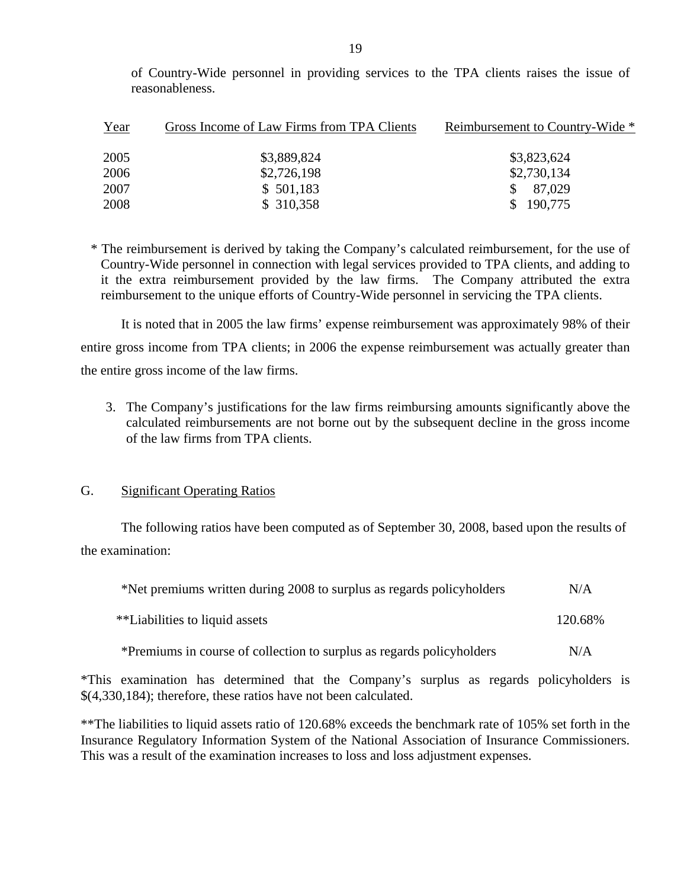of Country-Wide personnel in providing services to the TPA clients raises the issue of reasonableness.

| Year | Gross Income of Law Firms from TPA Clients | Reimbursement to Country-Wide * |
|---|---|---|
| 2005 | $3,889,824 | $3,823,624 |
| 2006 | $2,726,198 | $2,730,134 |
| 2007 | $ 501,183 | $ 87,029 |
| 2008 | $ 310,358 | $ 190,775 |

\* The reimbursement is derived by taking the Company's calculated reimbursement, for the use of Country-Wide personnel in connection with legal services provided to TPA clients, and adding to it the extra reimbursement provided by the law firms. The Company attributed the extra reimbursement to the unique efforts of Country-Wide personnel in servicing the TPA clients.

It is noted that in 2005 the law firms' expense reimbursement was approximately 98% of their entire gross income from TPA clients; in 2006 the expense reimbursement was actually greater than the entire gross income of the law firms.

3. The Company's justifications for the law firms reimbursing amounts significantly above the calculated reimbursements are not borne out by the subsequent decline in the gross income of the law firms from TPA clients.

## G. Significant Operating Ratios

The following ratios have been computed as of September 30, 2008, based upon the results of the examination:

| | |
|---|---|
| *Net premiums written during 2008 to surplus as regards policyholders | N/A |
| **Liabilities to liquid assets | 120.68% |
| *Premiums in course of collection to surplus as regards policyholders | N/A |

*This examination has determined that the Company's surplus as regards policyholders is $(4,330,184); therefore, these ratios have not been calculated.

**The liabilities to liquid assets ratio of 120.68% exceeds the benchmark rate of 105% set forth in the Insurance Regulatory Information System of the National Association of Insurance Commissioners. This was a result of the examination increases to loss and loss adjustment expenses.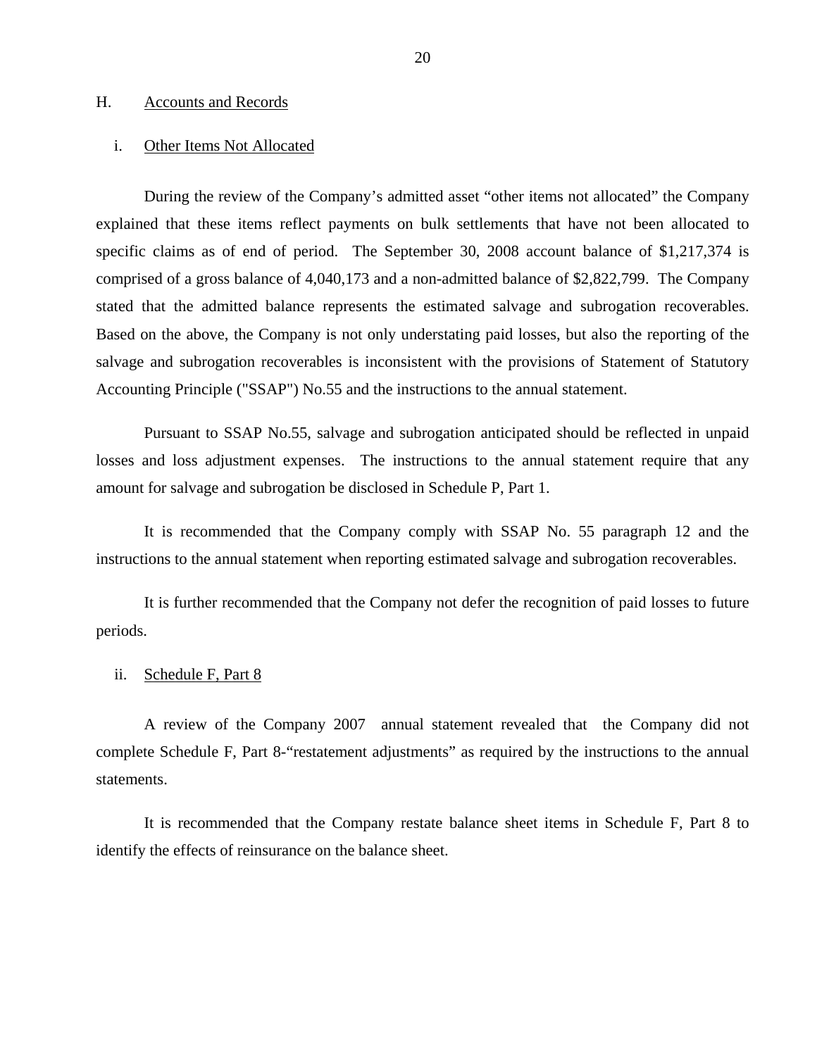## H. Accounts and Records

### i. Other Items Not Allocated

During the review of the Company's admitted asset "other items not allocated" the Company explained that these items reflect payments on bulk settlements that have not been allocated to specific claims as of end of period. The September 30, 2008 account balance of $1,217,374 is comprised of a gross balance of 4,040,173 and a non-admitted balance of $2,822,799. The Company stated that the admitted balance represents the estimated salvage and subrogation recoverables. Based on the above, the Company is not only understating paid losses, but also the reporting of the salvage and subrogation recoverables is inconsistent with the provisions of Statement of Statutory Accounting Principle ("SSAP") No.55 and the instructions to the annual statement.

Pursuant to SSAP No.55, salvage and subrogation anticipated should be reflected in unpaid losses and loss adjustment expenses. The instructions to the annual statement require that any amount for salvage and subrogation be disclosed in Schedule P, Part 1.

It is recommended that the Company comply with SSAP No. 55 paragraph 12 and the instructions to the annual statement when reporting estimated salvage and subrogation recoverables.

It is further recommended that the Company not defer the recognition of paid losses to future periods.

### ii. Schedule F, Part 8

A review of the Company 2007 annual statement revealed that the Company did not complete Schedule F, Part 8-"restatement adjustments" as required by the instructions to the annual statements.

It is recommended that the Company restate balance sheet items in Schedule F, Part 8 to identify the effects of reinsurance on the balance sheet.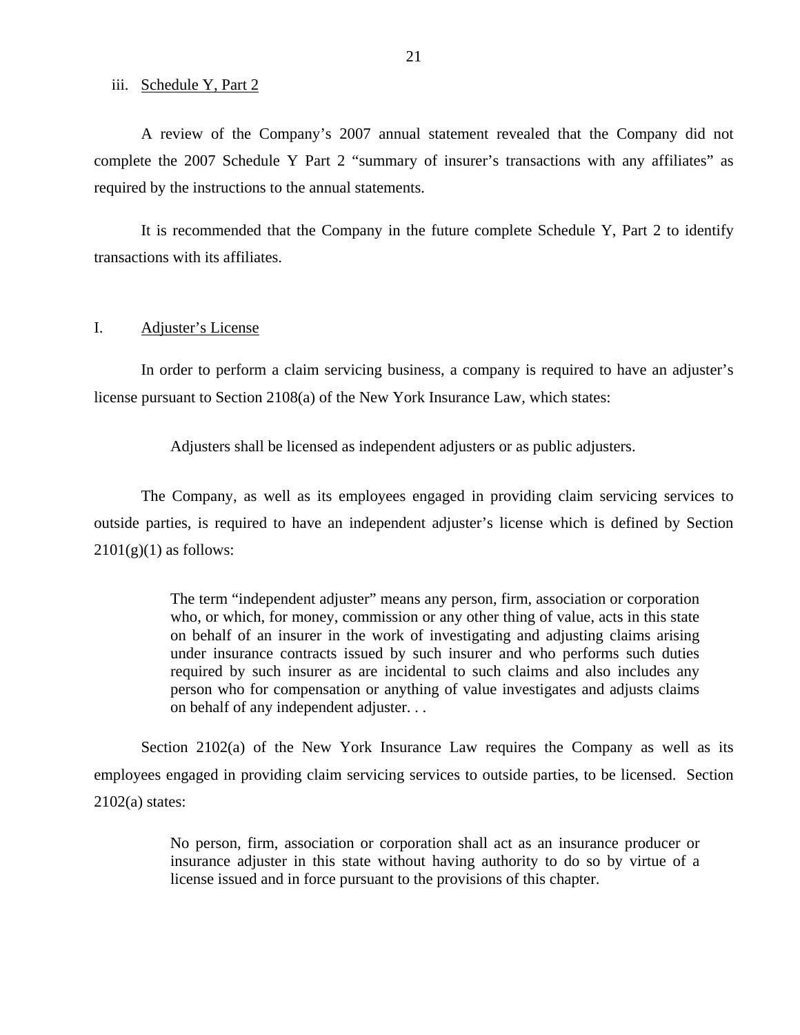iii. Schedule Y, Part 2

A review of the Company's 2007 annual statement revealed that the Company did not complete the 2007 Schedule Y Part 2 "summary of insurer's transactions with any affiliates" as required by the instructions to the annual statements.

It is recommended that the Company in the future complete Schedule Y, Part 2 to identify transactions with its affiliates.

## I. Adjuster's License

In order to perform a claim servicing business, a company is required to have an adjuster's license pursuant to Section 2108(a) of the New York Insurance Law, which states:

> Adjusters shall be licensed as independent adjusters or as public adjusters.

The Company, as well as its employees engaged in providing claim servicing services to outside parties, is required to have an independent adjuster's license which is defined by Section 2101(g)(1) as follows:

> The term "independent adjuster" means any person, firm, association or corporation who, or which, for money, commission or any other thing of value, acts in this state on behalf of an insurer in the work of investigating and adjusting claims arising under insurance contracts issued by such insurer and who performs such duties required by such insurer as are incidental to such claims and also includes any person who for compensation or anything of value investigates and adjusts claims on behalf of any independent adjuster. . .

Section 2102(a) of the New York Insurance Law requires the Company as well as its employees engaged in providing claim servicing services to outside parties, to be licensed. Section 2102(a) states:

> No person, firm, association or corporation shall act as an insurance producer or insurance adjuster in this state without having authority to do so by virtue of a license issued and in force pursuant to the provisions of this chapter.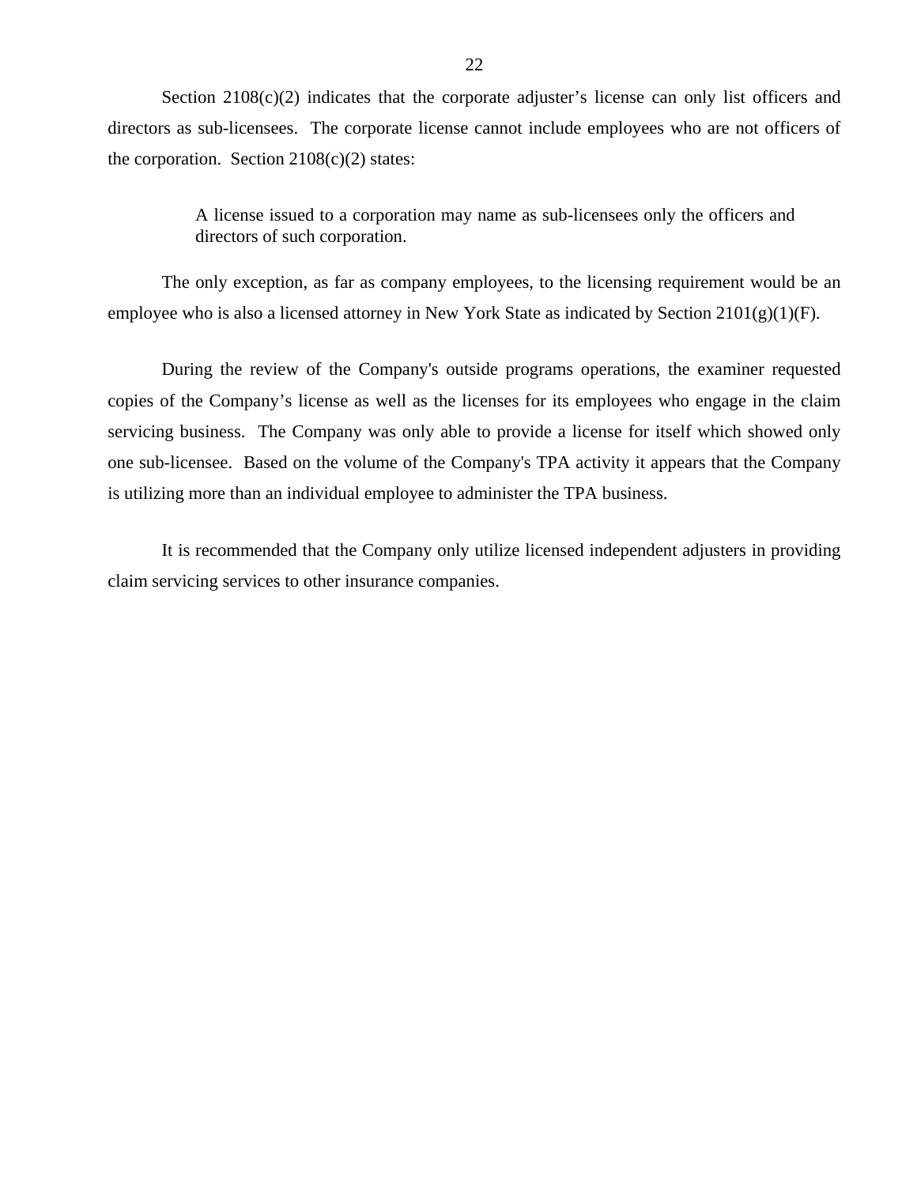Section 2108(c)(2) indicates that the corporate adjuster's license can only list officers and directors as sub-licensees. The corporate license cannot include employees who are not officers of the corporation. Section 2108(c)(2) states:

> A license issued to a corporation may name as sub-licensees only the officers and directors of such corporation.

The only exception, as far as company employees, to the licensing requirement would be an employee who is also a licensed attorney in New York State as indicated by Section 2101(g)(1)(F).

During the review of the Company's outside programs operations, the examiner requested copies of the Company's license as well as the licenses for its employees who engage in the claim servicing business. The Company was only able to provide a license for itself which showed only one sub-licensee. Based on the volume of the Company's TPA activity it appears that the Company is utilizing more than an individual employee to administer the TPA business.

It is recommended that the Company only utilize licensed independent adjusters in providing claim servicing services to other insurance companies.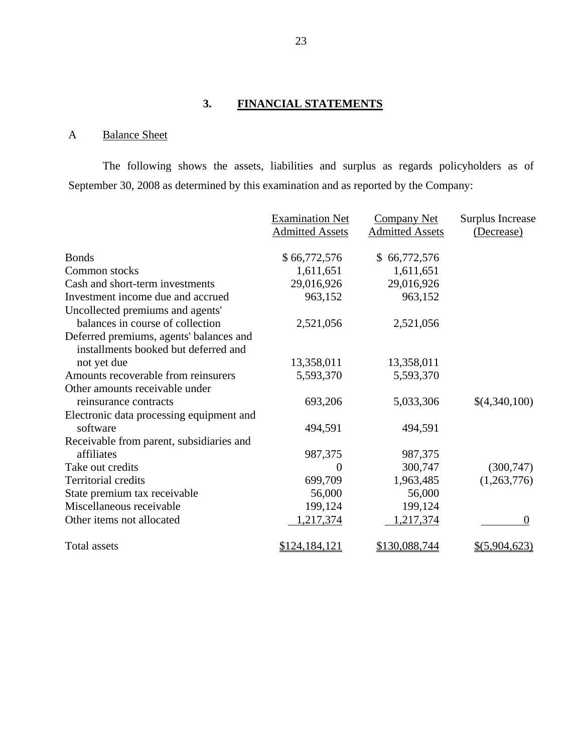## 3. FINANCIAL STATEMENTS

### A Balance Sheet

The following shows the assets, liabilities and surplus as regards policyholders as of September 30, 2008 as determined by this examination and as reported by the Company:

| | Examination Net Admitted Assets | Company Net Admitted Assets | Surplus Increase (Decrease) |
|---|---|---|---|
| Bonds | $ 66,772,576 | $ 66,772,576 | |
| Common stocks | 1,611,651 | 1,611,651 | |
| Cash and short-term investments | 29,016,926 | 29,016,926 | |
| Investment income due and accrued | 963,152 | 963,152 | |
| Uncollected premiums and agents' balances in course of collection | 2,521,056 | 2,521,056 | |
| Deferred premiums, agents' balances and installments booked but deferred and not yet due | 13,358,011 | 13,358,011 | |
| Amounts recoverable from reinsurers | 5,593,370 | 5,593,370 | |
| Other amounts receivable under reinsurance contracts | 693,206 | 5,033,306 | $(4,340,100) |
| Electronic data processing equipment and software | 494,591 | 494,591 | |
| Receivable from parent, subsidiaries and affiliates | 987,375 | 987,375 | |
| Take out credits | 0 | 300,747 | (300,747) |
| Territorial credits | 699,709 | 1,963,485 | (1,263,776) |
| State premium tax receivable | 56,000 | 56,000 | |
| Miscellaneous receivable | 199,124 | 199,124 | |
| Other items not allocated | 1,217,374 | 1,217,374 | 0 |
| Total assets | $124,184,121 | $130,088,744 | $(5,904,623) |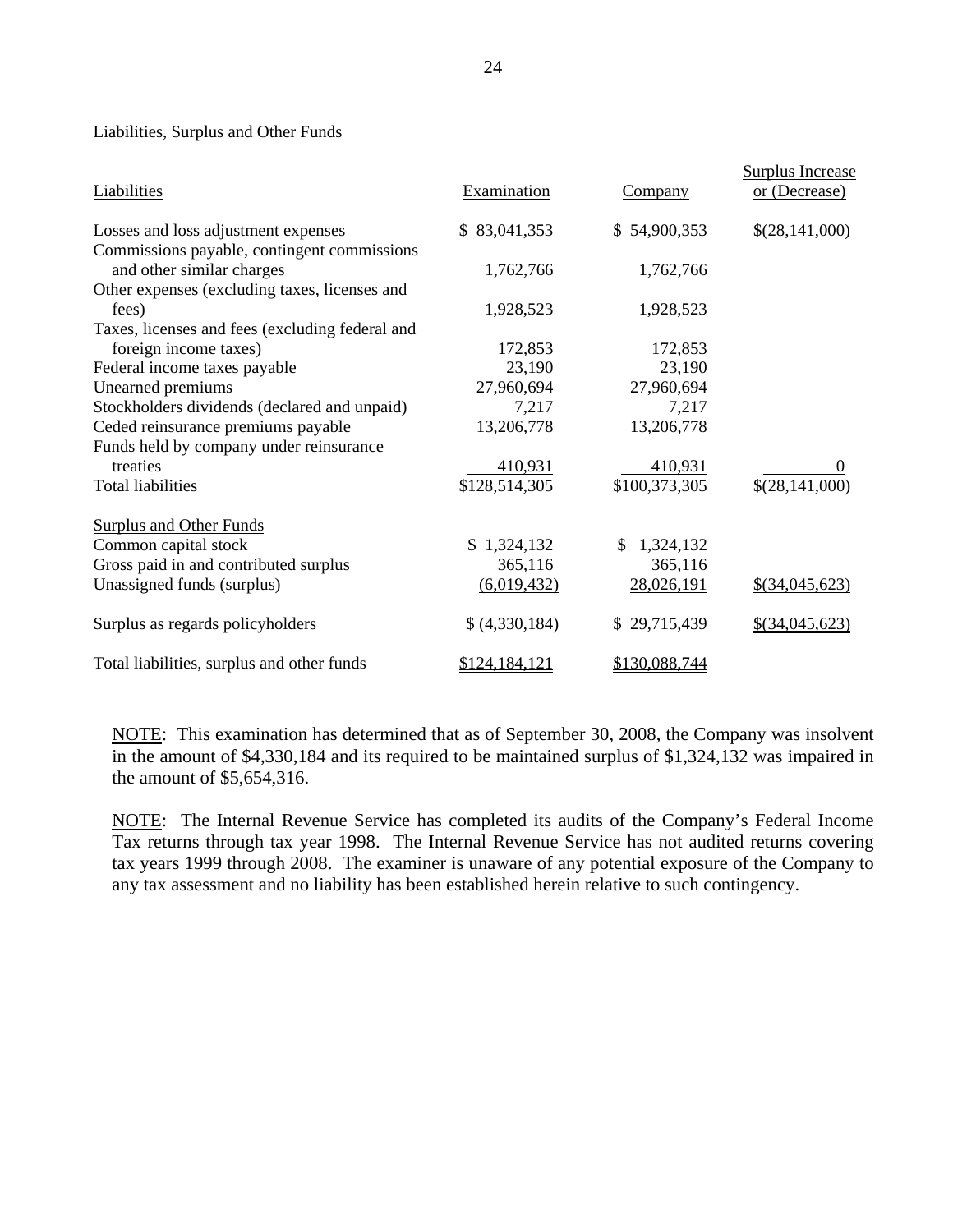Liabilities, Surplus and Other Funds

| Liabilities | Examination | Company | Surplus Increase or (Decrease) |
|---|---|---|---|
| Losses and loss adjustment expenses | $ 83,041,353 | $ 54,900,353 | $(28,141,000) |
| Commissions payable, contingent commissions and other similar charges | 1,762,766 | 1,762,766 | |
| Other expenses (excluding taxes, licenses and fees) | 1,928,523 | 1,928,523 | |
| Taxes, licenses and fees (excluding federal and foreign income taxes) | 172,853 | 172,853 | |
| Federal income taxes payable | 23,190 | 23,190 | |
| Unearned premiums | 27,960,694 | 27,960,694 | |
| Stockholders dividends (declared and unpaid) | 7,217 | 7,217 | |
| Ceded reinsurance premiums payable | 13,206,778 | 13,206,778 | |
| Funds held by company under reinsurance treaties | 410,931 | 410,931 | 0 |
| Total liabilities | $128,514,305 | $100,373,305 | $(28,141,000) |
| **Surplus and Other Funds** | | | |
| Common capital stock | $ 1,324,132 | $ 1,324,132 | |
| Gross paid in and contributed surplus | 365,116 | 365,116 | |
| Unassigned funds (surplus) | (6,019,432) | 28,026,191 | $(34,045,623) |
| Surplus as regards policyholders | $ (4,330,184) | $ 29,715,439 | $(34,045,623) |
| Total liabilities, surplus and other funds | $124,184,121 | $130,088,744 | |

NOTE: This examination has determined that as of September 30, 2008, the Company was insolvent in the amount of $4,330,184 and its required to be maintained surplus of $1,324,132 was impaired in the amount of $5,654,316.

NOTE: The Internal Revenue Service has completed its audits of the Company's Federal Income Tax returns through tax year 1998. The Internal Revenue Service has not audited returns covering tax years 1999 through 2008. The examiner is unaware of any potential exposure of the Company to any tax assessment and no liability has been established herein relative to such contingency.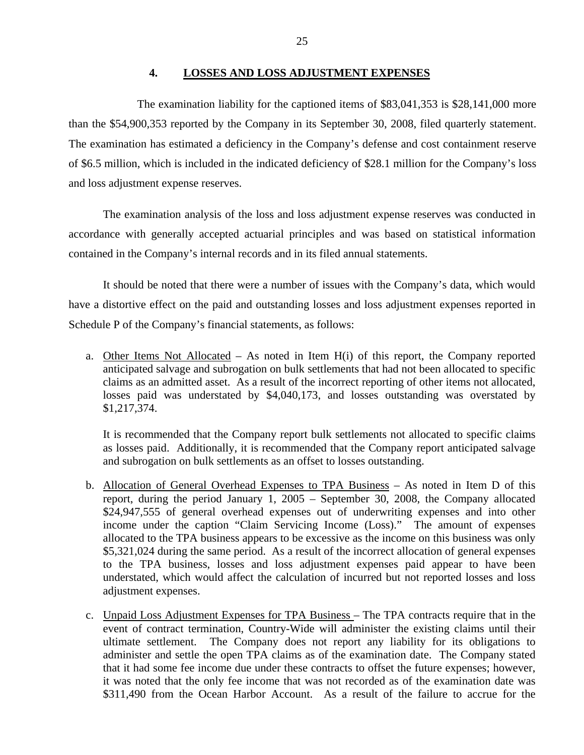## 4. LOSSES AND LOSS ADJUSTMENT EXPENSES

The examination liability for the captioned items of $83,041,353 is $28,141,000 more than the $54,900,353 reported by the Company in its September 30, 2008, filed quarterly statement. The examination has estimated a deficiency in the Company's defense and cost containment reserve of $6.5 million, which is included in the indicated deficiency of $28.1 million for the Company's loss and loss adjustment expense reserves.

The examination analysis of the loss and loss adjustment expense reserves was conducted in accordance with generally accepted actuarial principles and was based on statistical information contained in the Company's internal records and in its filed annual statements.

It should be noted that there were a number of issues with the Company's data, which would have a distortive effect on the paid and outstanding losses and loss adjustment expenses reported in Schedule P of the Company's financial statements, as follows:

a. Other Items Not Allocated – As noted in Item H(i) of this report, the Company reported anticipated salvage and subrogation on bulk settlements that had not been allocated to specific claims as an admitted asset. As a result of the incorrect reporting of other items not allocated, losses paid was understated by $4,040,173, and losses outstanding was overstated by $1,217,374.

   It is recommended that the Company report bulk settlements not allocated to specific claims as losses paid. Additionally, it is recommended that the Company report anticipated salvage and subrogation on bulk settlements as an offset to losses outstanding.

b. Allocation of General Overhead Expenses to TPA Business – As noted in Item D of this report, during the period January 1, 2005 – September 30, 2008, the Company allocated $24,947,555 of general overhead expenses out of underwriting expenses and into other income under the caption "Claim Servicing Income (Loss)." The amount of expenses allocated to the TPA business appears to be excessive as the income on this business was only $5,321,024 during the same period. As a result of the incorrect allocation of general expenses to the TPA business, losses and loss adjustment expenses paid appear to have been understated, which would affect the calculation of incurred but not reported losses and loss adjustment expenses.

c. Unpaid Loss Adjustment Expenses for TPA Business – The TPA contracts require that in the event of contract termination, Country-Wide will administer the existing claims until their ultimate settlement. The Company does not report any liability for its obligations to administer and settle the open TPA claims as of the examination date. The Company stated that it had some fee income due under these contracts to offset the future expenses; however, it was noted that the only fee income that was not recorded as of the examination date was $311,490 from the Ocean Harbor Account. As a result of the failure to accrue for the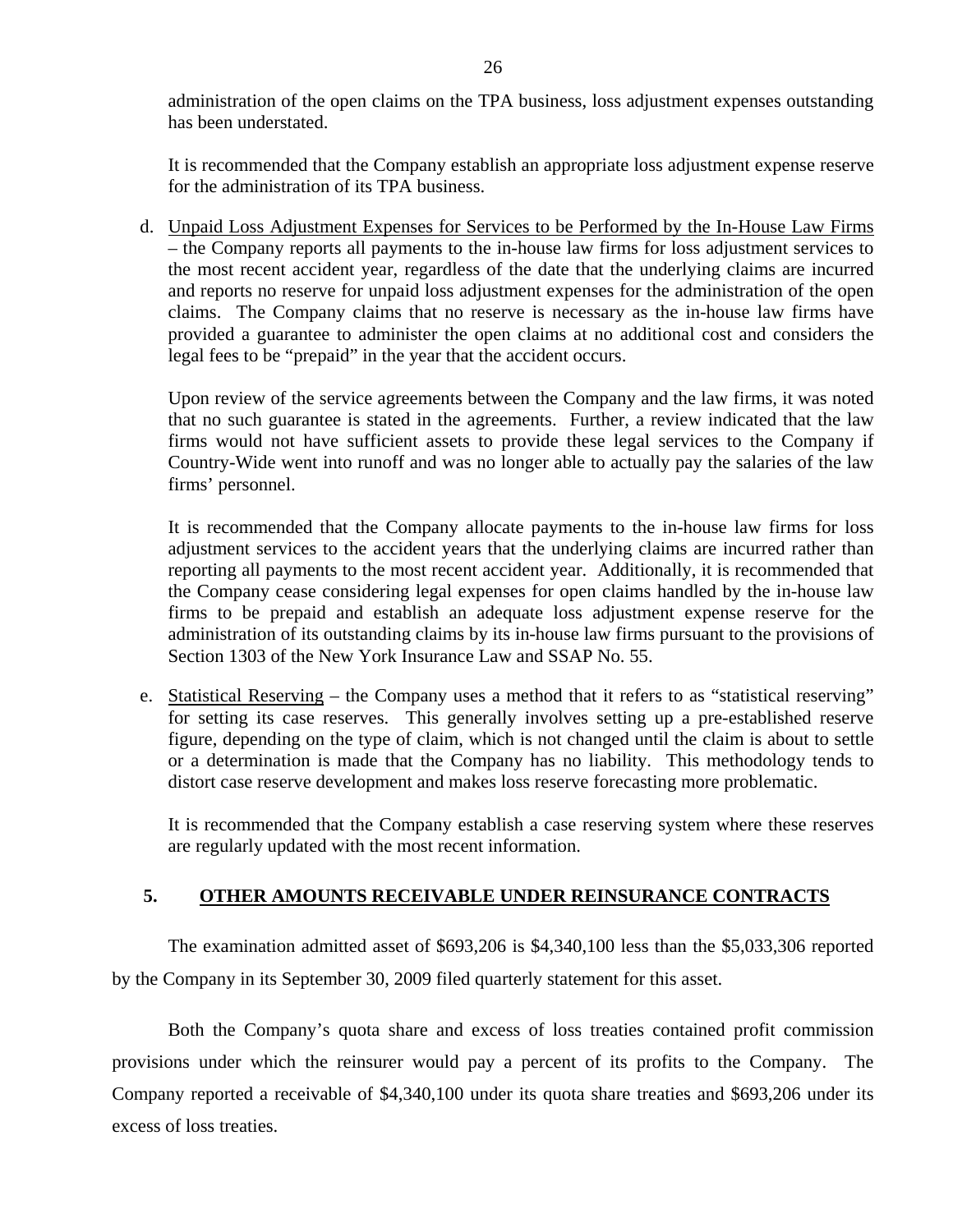administration of the open claims on the TPA business, loss adjustment expenses outstanding has been understated.

It is recommended that the Company establish an appropriate loss adjustment expense reserve for the administration of its TPA business.

d. Unpaid Loss Adjustment Expenses for Services to be Performed by the In-House Law Firms – the Company reports all payments to the in-house law firms for loss adjustment services to the most recent accident year, regardless of the date that the underlying claims are incurred and reports no reserve for unpaid loss adjustment expenses for the administration of the open claims. The Company claims that no reserve is necessary as the in-house law firms have provided a guarantee to administer the open claims at no additional cost and considers the legal fees to be "prepaid" in the year that the accident occurs.

   Upon review of the service agreements between the Company and the law firms, it was noted that no such guarantee is stated in the agreements. Further, a review indicated that the law firms would not have sufficient assets to provide these legal services to the Company if Country-Wide went into runoff and was no longer able to actually pay the salaries of the law firms' personnel.

   It is recommended that the Company allocate payments to the in-house law firms for loss adjustment services to the accident years that the underlying claims are incurred rather than reporting all payments to the most recent accident year. Additionally, it is recommended that the Company cease considering legal expenses for open claims handled by the in-house law firms to be prepaid and establish an adequate loss adjustment expense reserve for the administration of its outstanding claims by its in-house law firms pursuant to the provisions of Section 1303 of the New York Insurance Law and SSAP No. 55.

e. Statistical Reserving – the Company uses a method that it refers to as "statistical reserving" for setting its case reserves. This generally involves setting up a pre-established reserve figure, depending on the type of claim, which is not changed until the claim is about to settle or a determination is made that the Company has no liability. This methodology tends to distort case reserve development and makes loss reserve forecasting more problematic.

   It is recommended that the Company establish a case reserving system where these reserves are regularly updated with the most recent information.

## 5. OTHER AMOUNTS RECEIVABLE UNDER REINSURANCE CONTRACTS

The examination admitted asset of $693,206 is $4,340,100 less than the $5,033,306 reported by the Company in its September 30, 2009 filed quarterly statement for this asset.

Both the Company's quota share and excess of loss treaties contained profit commission provisions under which the reinsurer would pay a percent of its profits to the Company. The Company reported a receivable of $4,340,100 under its quota share treaties and $693,206 under its excess of loss treaties.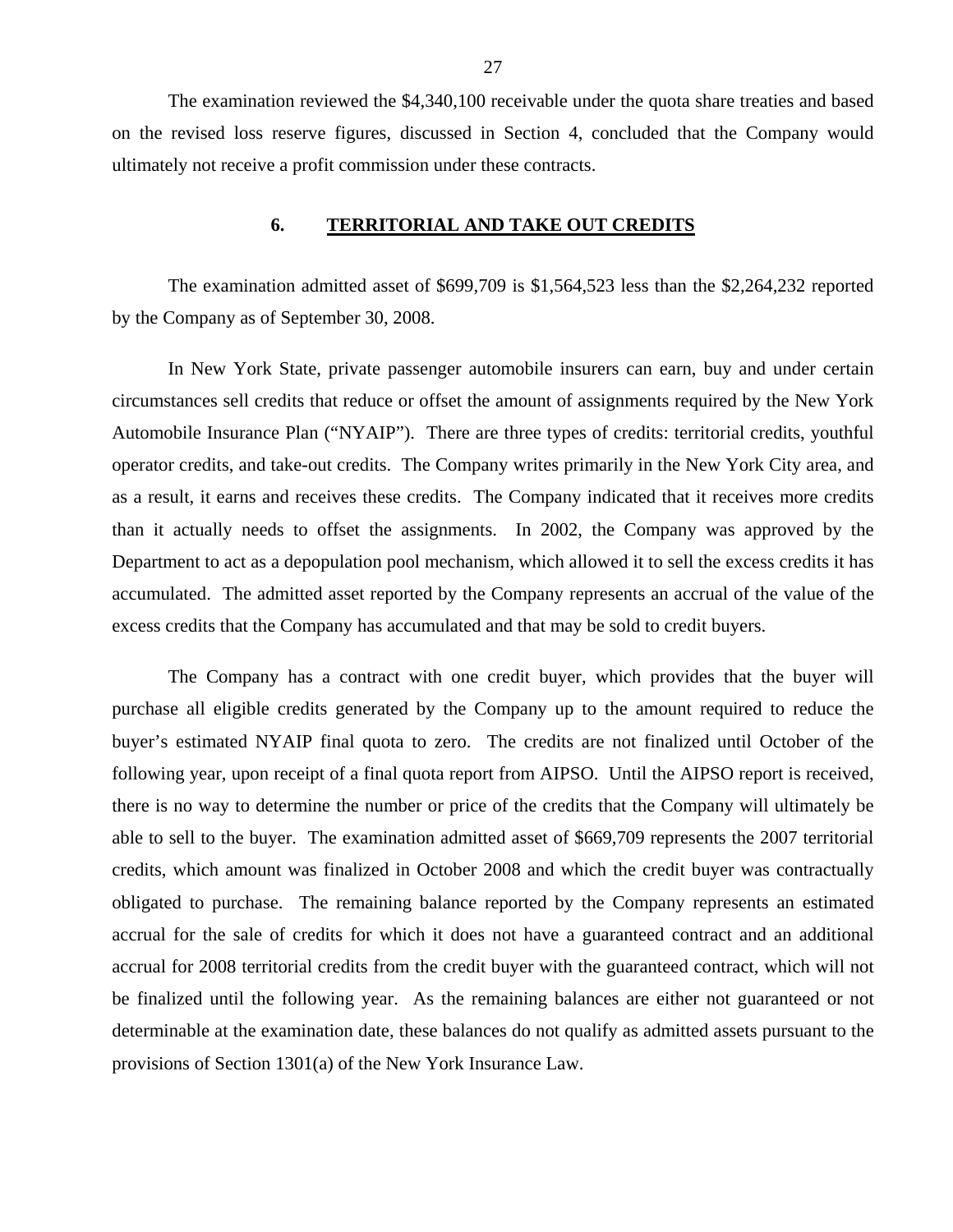The examination reviewed the $4,340,100 receivable under the quota share treaties and based on the revised loss reserve figures, discussed in Section 4, concluded that the Company would ultimately not receive a profit commission under these contracts.

## 6. TERRITORIAL AND TAKE OUT CREDITS

The examination admitted asset of $699,709 is $1,564,523 less than the $2,264,232 reported by the Company as of September 30, 2008.

In New York State, private passenger automobile insurers can earn, buy and under certain circumstances sell credits that reduce or offset the amount of assignments required by the New York Automobile Insurance Plan ("NYAIP"). There are three types of credits: territorial credits, youthful operator credits, and take-out credits. The Company writes primarily in the New York City area, and as a result, it earns and receives these credits. The Company indicated that it receives more credits than it actually needs to offset the assignments. In 2002, the Company was approved by the Department to act as a depopulation pool mechanism, which allowed it to sell the excess credits it has accumulated. The admitted asset reported by the Company represents an accrual of the value of the excess credits that the Company has accumulated and that may be sold to credit buyers.

The Company has a contract with one credit buyer, which provides that the buyer will purchase all eligible credits generated by the Company up to the amount required to reduce the buyer's estimated NYAIP final quota to zero. The credits are not finalized until October of the following year, upon receipt of a final quota report from AIPSO. Until the AIPSO report is received, there is no way to determine the number or price of the credits that the Company will ultimately be able to sell to the buyer. The examination admitted asset of $669,709 represents the 2007 territorial credits, which amount was finalized in October 2008 and which the credit buyer was contractually obligated to purchase. The remaining balance reported by the Company represents an estimated accrual for the sale of credits for which it does not have a guaranteed contract and an additional accrual for 2008 territorial credits from the credit buyer with the guaranteed contract, which will not be finalized until the following year. As the remaining balances are either not guaranteed or not determinable at the examination date, these balances do not qualify as admitted assets pursuant to the provisions of Section 1301(a) of the New York Insurance Law.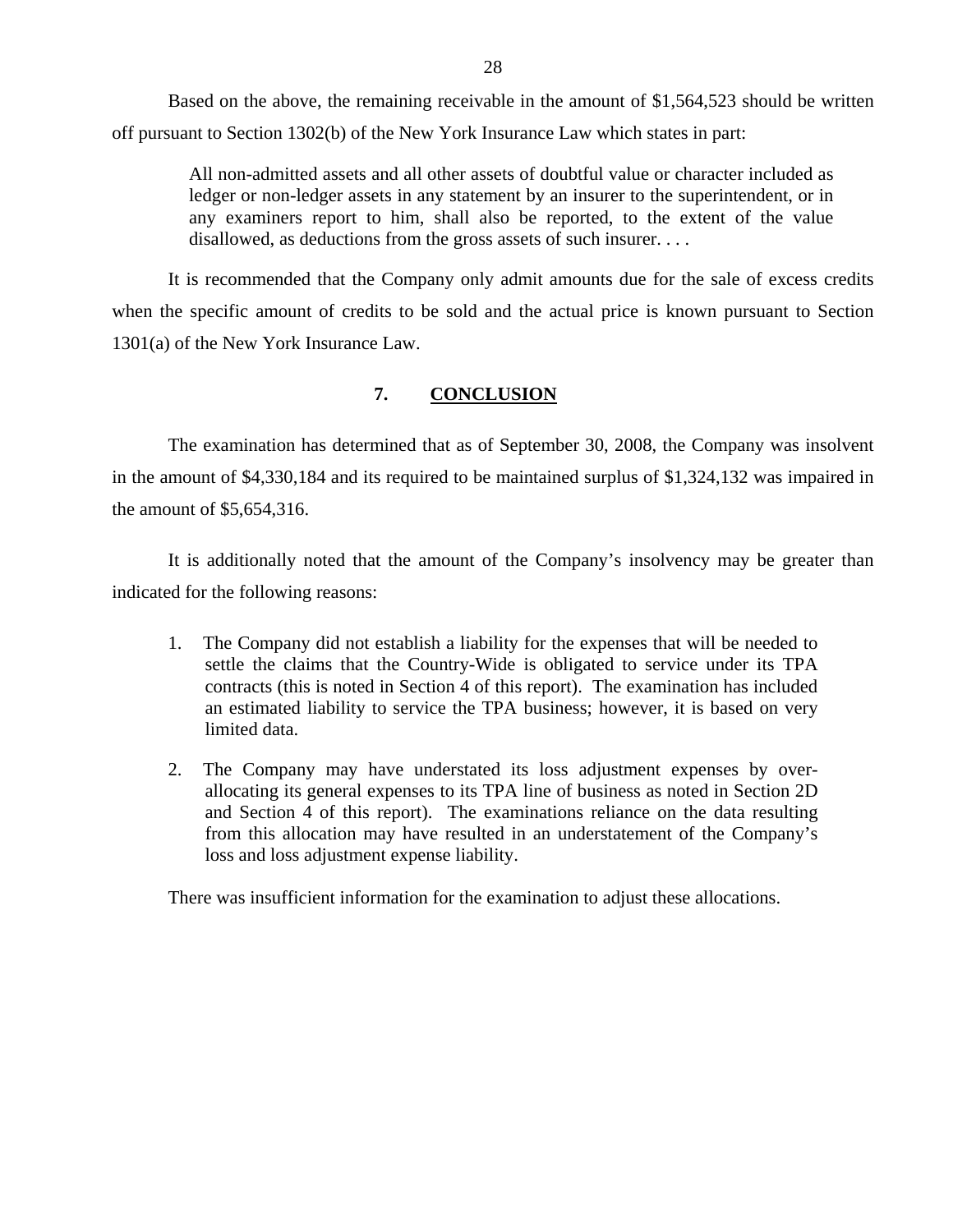Based on the above, the remaining receivable in the amount of $1,564,523 should be written off pursuant to Section 1302(b) of the New York Insurance Law which states in part:

> All non-admitted assets and all other assets of doubtful value or character included as ledger or non-ledger assets in any statement by an insurer to the superintendent, or in any examiners report to him, shall also be reported, to the extent of the value disallowed, as deductions from the gross assets of such insurer. . . .

It is recommended that the Company only admit amounts due for the sale of excess credits when the specific amount of credits to be sold and the actual price is known pursuant to Section 1301(a) of the New York Insurance Law.

## 7. CONCLUSION

The examination has determined that as of September 30, 2008, the Company was insolvent in the amount of $4,330,184 and its required to be maintained surplus of $1,324,132 was impaired in the amount of $5,654,316.

It is additionally noted that the amount of the Company's insolvency may be greater than indicated for the following reasons:

1. The Company did not establish a liability for the expenses that will be needed to settle the claims that the Country-Wide is obligated to service under its TPA contracts (this is noted in Section 4 of this report). The examination has included an estimated liability to service the TPA business; however, it is based on very limited data.

2. The Company may have understated its loss adjustment expenses by over-allocating its general expenses to its TPA line of business as noted in Section 2D and Section 4 of this report). The examinations reliance on the data resulting from this allocation may have resulted in an understatement of the Company's loss and loss adjustment expense liability.

There was insufficient information for the examination to adjust these allocations.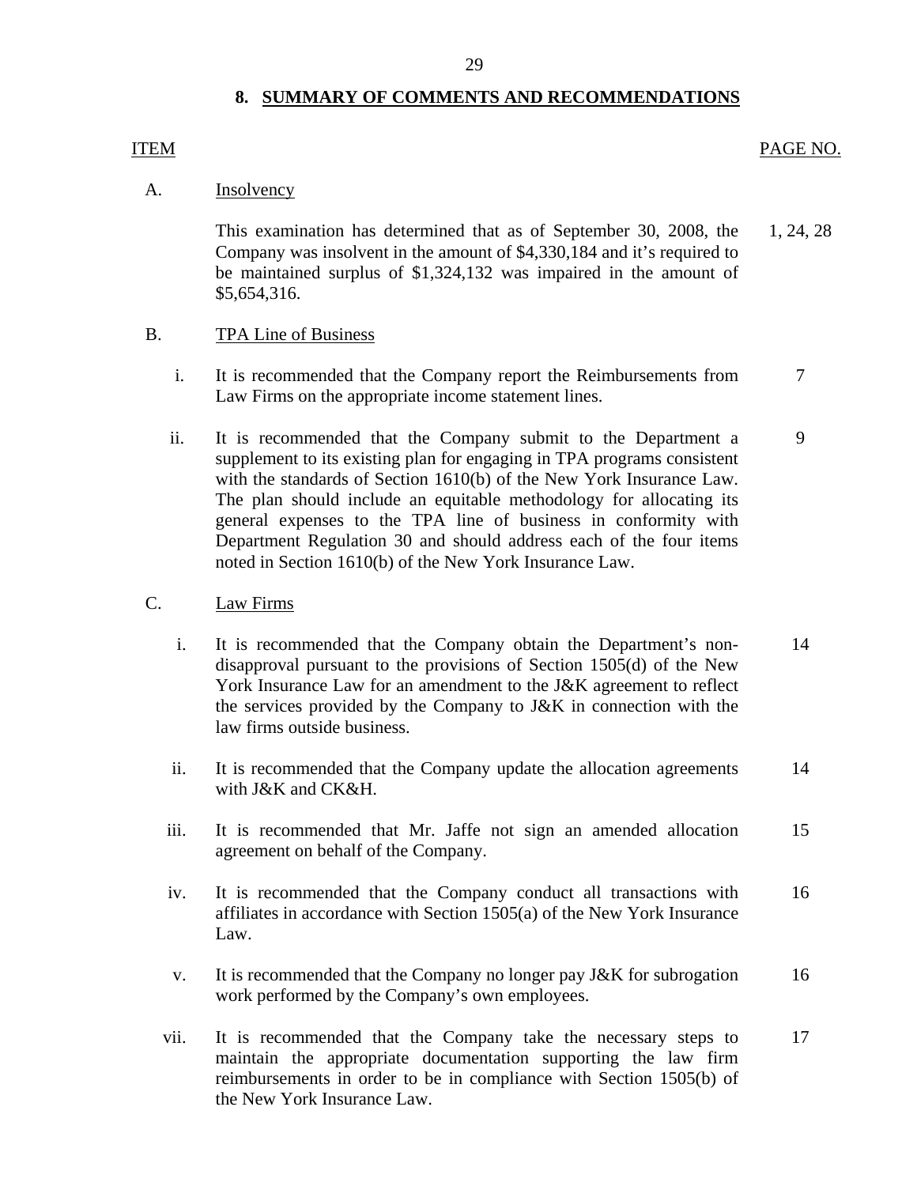## 8. SUMMARY OF COMMENTS AND RECOMMENDATIONS

| ITEM | | | PAGE NO. |
|---|---|---|---|
| A. | Insolvency | | |
| | | This examination has determined that as of September 30, 2008, the Company was insolvent in the amount of $4,330,184 and it's required to be maintained surplus of $1,324,132 was impaired in the amount of $5,654,316. | 1, 24, 28 |
| B. | TPA Line of Business | | |
| | i. | It is recommended that the Company report the Reimbursements from Law Firms on the appropriate income statement lines. | 7 |
| | ii. | It is recommended that the Company submit to the Department a supplement to its existing plan for engaging in TPA programs consistent with the standards of Section 1610(b) of the New York Insurance Law. The plan should include an equitable methodology for allocating its general expenses to the TPA line of business in conformity with Department Regulation 30 and should address each of the four items noted in Section 1610(b) of the New York Insurance Law. | 9 |
| C. | Law Firms | | |
| | i. | It is recommended that the Company obtain the Department's non-disapproval pursuant to the provisions of Section 1505(d) of the New York Insurance Law for an amendment to the J&K agreement to reflect the services provided by the Company to J&K in connection with the law firms outside business. | 14 |
| | ii. | It is recommended that the Company update the allocation agreements with J&K and CK&H. | 14 |
| | iii. | It is recommended that Mr. Jaffe not sign an amended allocation agreement on behalf of the Company. | 15 |
| | iv. | It is recommended that the Company conduct all transactions with affiliates in accordance with Section 1505(a) of the New York Insurance Law. | 16 |
| | v. | It is recommended that the Company no longer pay J&K for subrogation work performed by the Company's own employees. | 16 |
| | vii. | It is recommended that the Company take the necessary steps to maintain the appropriate documentation supporting the law firm reimbursements in order to be in compliance with Section 1505(b) of the New York Insurance Law. | 17 |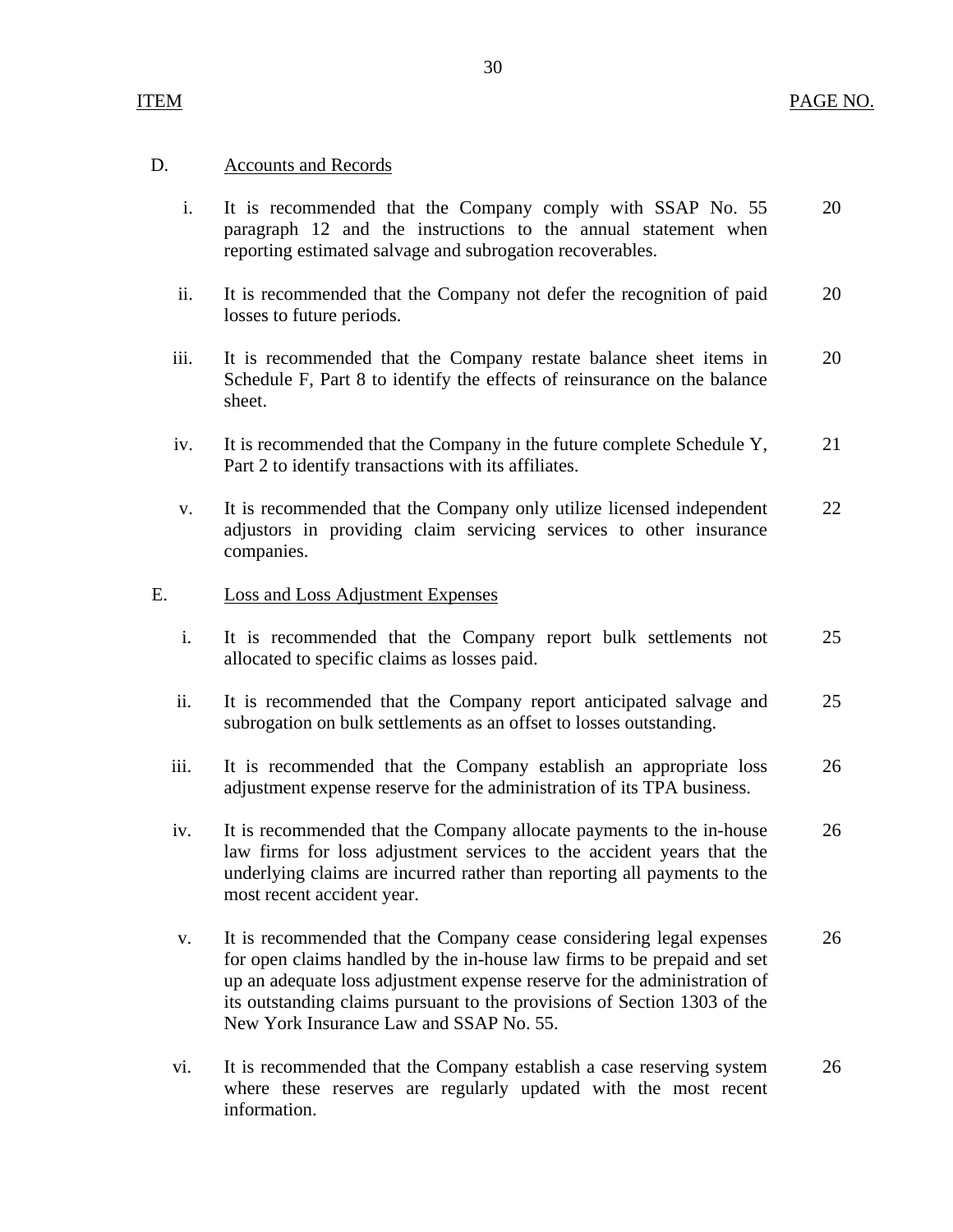| ITEM | | PAGE NO. |
|---|---|---|
| D. | Accounts and Records | |
| i. | It is recommended that the Company comply with SSAP No. 55 paragraph 12 and the instructions to the annual statement when reporting estimated salvage and subrogation recoverables. | 20 |
| ii. | It is recommended that the Company not defer the recognition of paid losses to future periods. | 20 |
| iii. | It is recommended that the Company restate balance sheet items in Schedule F, Part 8 to identify the effects of reinsurance on the balance sheet. | 20 |
| iv. | It is recommended that the Company in the future complete Schedule Y, Part 2 to identify transactions with its affiliates. | 21 |
| v. | It is recommended that the Company only utilize licensed independent adjustors in providing claim servicing services to other insurance companies. | 22 |
| E. | Loss and Loss Adjustment Expenses | |
| i. | It is recommended that the Company report bulk settlements not allocated to specific claims as losses paid. | 25 |
| ii. | It is recommended that the Company report anticipated salvage and subrogation on bulk settlements as an offset to losses outstanding. | 25 |
| iii. | It is recommended that the Company establish an appropriate loss adjustment expense reserve for the administration of its TPA business. | 26 |
| iv. | It is recommended that the Company allocate payments to the in-house law firms for loss adjustment services to the accident years that the underlying claims are incurred rather than reporting all payments to the most recent accident year. | 26 |
| v. | It is recommended that the Company cease considering legal expenses for open claims handled by the in-house law firms to be prepaid and set up an adequate loss adjustment expense reserve for the administration of its outstanding claims pursuant to the provisions of Section 1303 of the New York Insurance Law and SSAP No. 55. | 26 |
| vi. | It is recommended that the Company establish a case reserving system where these reserves are regularly updated with the most recent information. | 26 |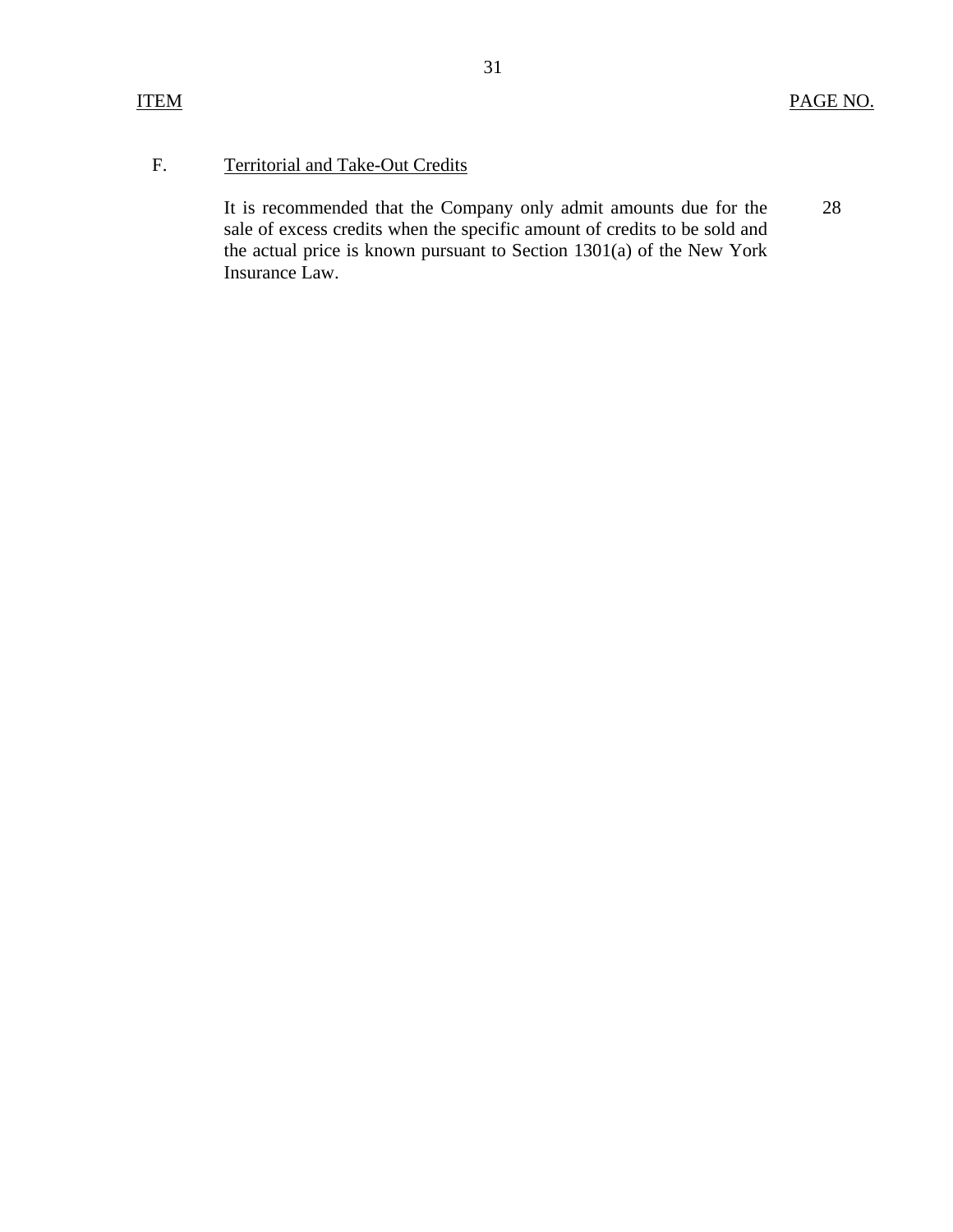| ITEM | | PAGE NO. |
|---|---|---|
| F. | Territorial and Take-Out Credits | |
| | It is recommended that the Company only admit amounts due for the sale of excess credits when the specific amount of credits to be sold and the actual price is known pursuant to Section 1301(a) of the New York Insurance Law. | 28 |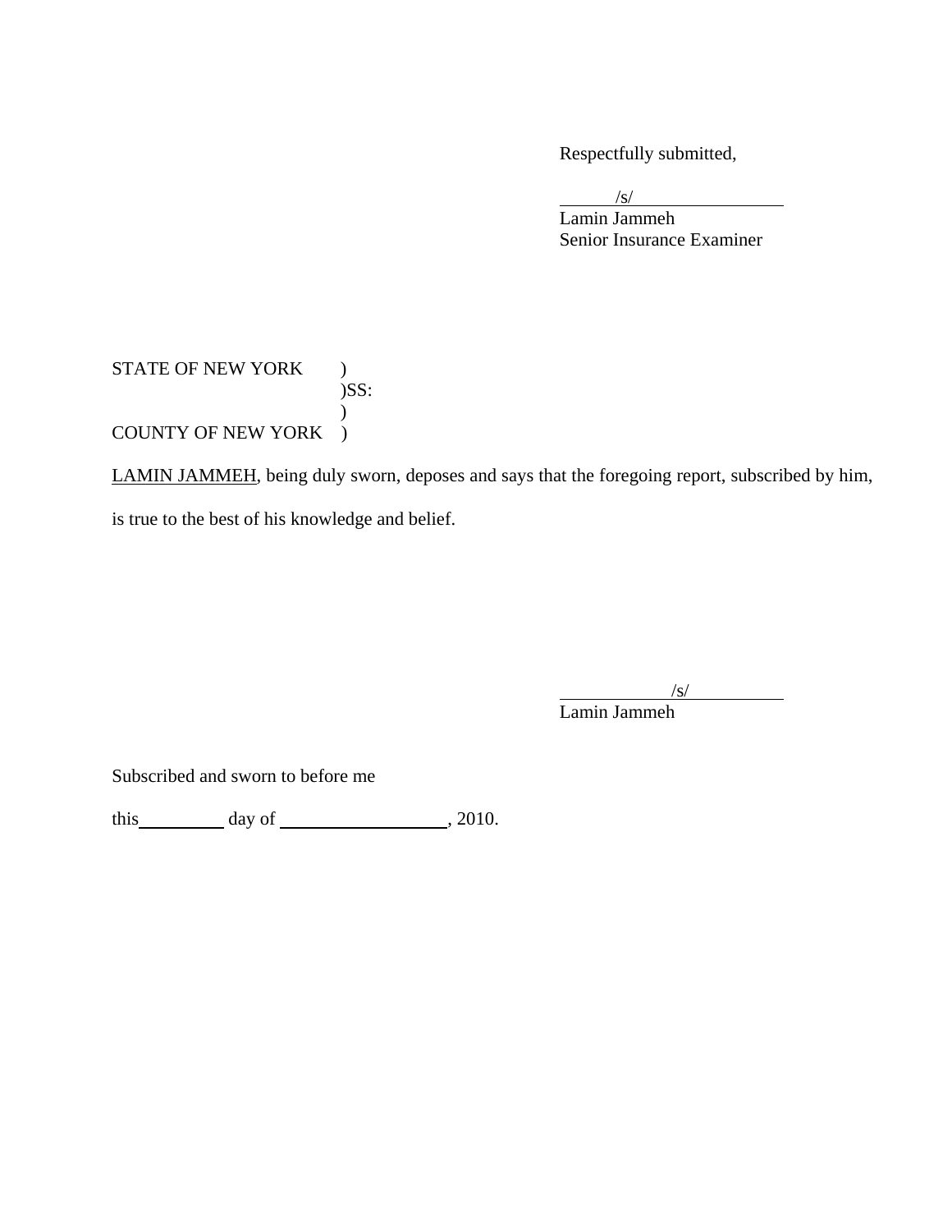Respectfully submitted,

/s/
Lamin Jammeh
Senior Insurance Examiner

STATE OF NEW YORK )
)SS:
)
COUNTY OF NEW YORK )

LAMIN JAMMEH, being duly sworn, deposes and says that the foregoing report, subscribed by him, is true to the best of his knowledge and belief.

/s/
Lamin Jammeh

Subscribed and sworn to before me

this\_\_\_\_\_\_\_\_\_ day of \_\_\_\_\_\_\_\_\_\_\_\_\_\_\_\_\_\_, 2010.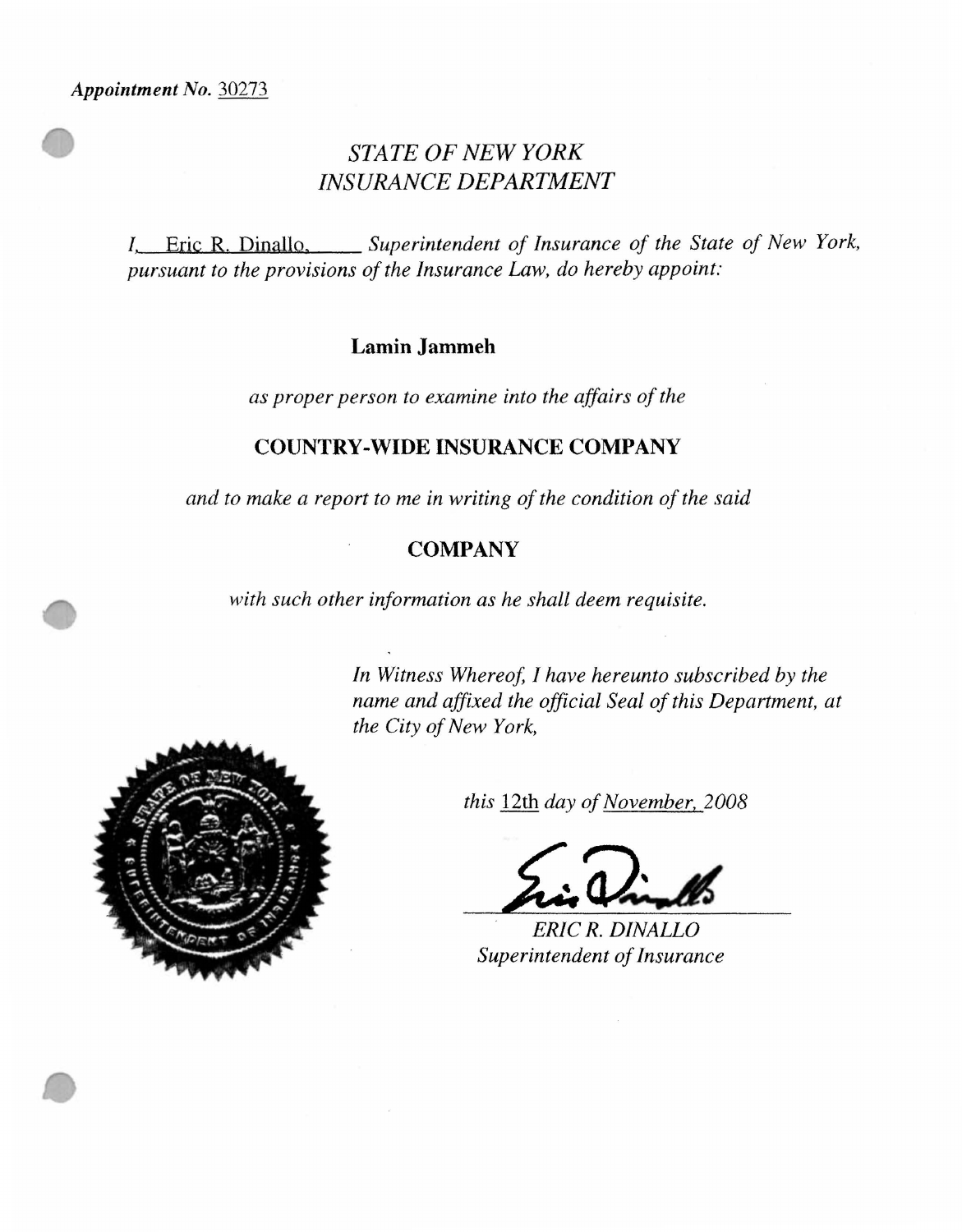*Appointment No.* 30273

# *STATE OF NEW YORK*
# *INSURANCE DEPARTMENT*

*I,* Eric R. Dinallo, *Superintendent of Insurance of the State of New York, pursuant to the provisions of the Insurance Law, do hereby appoint:*

**Lamin Jammeh**

*as proper person to examine into the affairs of the*

**COUNTRY-WIDE INSURANCE COMPANY**

*and to make a report to me in writing of the condition of the said*

**COMPANY**

*with such other information as he shall deem requisite.*

*In Witness Whereof, I have hereunto subscribed by the name and affixed the official Seal of this Department, at the City of New York,*

*this* 12th *day of* November, *2008*

*ERIC R. DINALLO*
*Superintendent of Insurance*